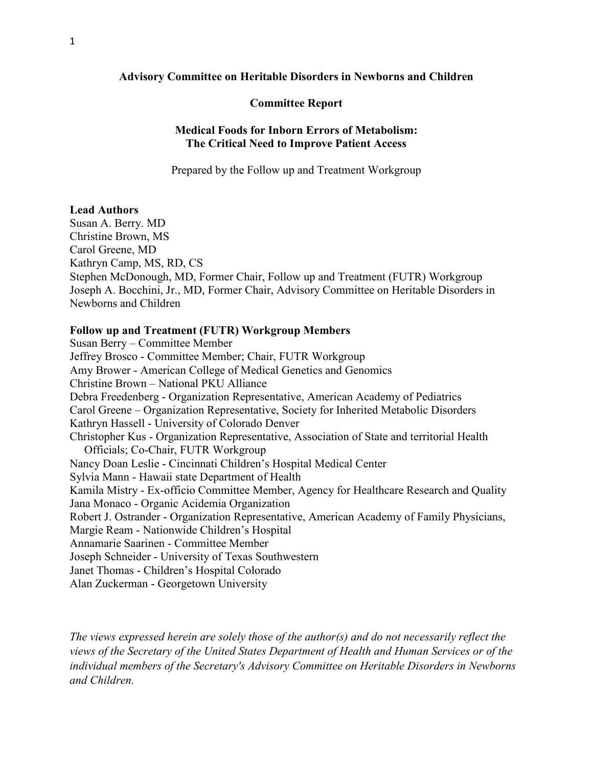**Advisory Committee on Heritable Disorders in Newborns and Children**

**Committee Report**

# Medical Foods for Inborn Errors of Metabolism: The Critical Need to Improve Patient Access

Prepared by the Follow up and Treatment Workgroup

**Lead Authors**

Susan A. Berry. MD
Christine Brown, MS
Carol Greene, MD
Kathryn Camp, MS, RD, CS
Stephen McDonough, MD, Former Chair, Follow up and Treatment (FUTR) Workgroup
Joseph A. Bocchini, Jr., MD, Former Chair, Advisory Committee on Heritable Disorders in Newborns and Children

**Follow up and Treatment (FUTR) Workgroup Members**

Susan Berry – Committee Member
Jeffrey Brosco - Committee Member; Chair, FUTR Workgroup
Amy Brower - American College of Medical Genetics and Genomics
Christine Brown – National PKU Alliance
Debra Freedenberg - Organization Representative, American Academy of Pediatrics
Carol Greene – Organization Representative, Society for Inherited Metabolic Disorders
Kathryn Hassell - University of Colorado Denver
Christopher Kus - Organization Representative, Association of State and territorial Health Officials; Co-Chair, FUTR Workgroup
Nancy Doan Leslie - Cincinnati Children's Hospital Medical Center
Sylvia Mann - Hawaii state Department of Health
Kamila Mistry - Ex-officio Committee Member, Agency for Healthcare Research and Quality
Jana Monaco - Organic Acidemia Organization
Robert J. Ostrander - Organization Representative, American Academy of Family Physicians,
Margie Ream - Nationwide Children's Hospital
Annamarie Saarinen - Committee Member
Joseph Schneider - University of Texas Southwestern
Janet Thomas - Children's Hospital Colorado
Alan Zuckerman - Georgetown University

*The views expressed herein are solely those of the author(s) and do not necessarily reflect the views of the Secretary of the United States Department of Health and Human Services or of the individual members of the Secretary's Advisory Committee on Heritable Disorders in Newborns and Children.*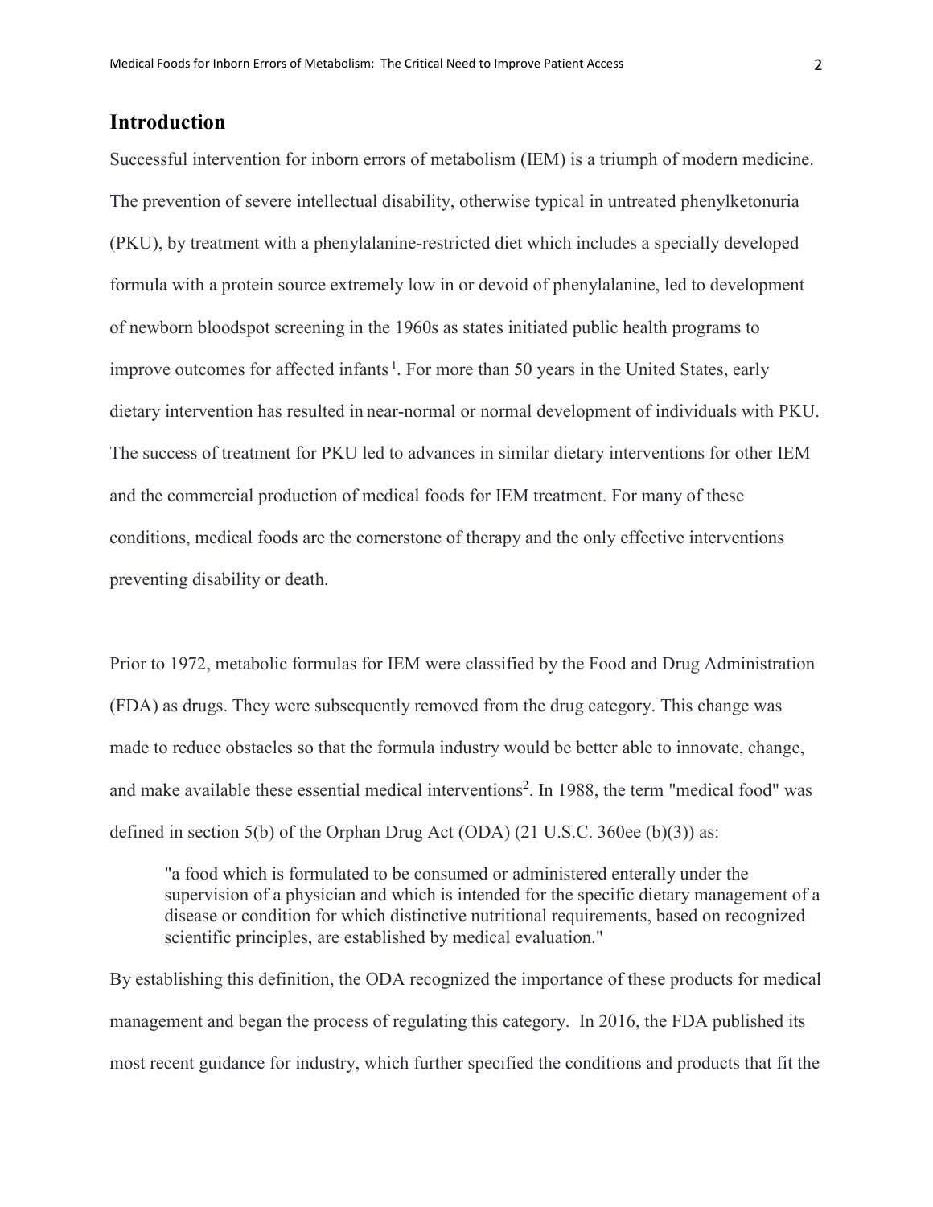## Introduction

Successful intervention for inborn errors of metabolism (IEM) is a triumph of modern medicine. The prevention of severe intellectual disability, otherwise typical in untreated phenylketonuria (PKU), by treatment with a phenylalanine-restricted diet which includes a specially developed formula with a protein source extremely low in or devoid of phenylalanine, led to development of newborn bloodspot screening in the 1960s as states initiated public health programs to improve outcomes for affected infants[1]. For more than 50 years in the United States, early dietary intervention has resulted in near-normal or normal development of individuals with PKU. The success of treatment for PKU led to advances in similar dietary interventions for other IEM and the commercial production of medical foods for IEM treatment. For many of these conditions, medical foods are the cornerstone of therapy and the only effective interventions preventing disability or death.

Prior to 1972, metabolic formulas for IEM were classified by the Food and Drug Administration (FDA) as drugs. They were subsequently removed from the drug category. This change was made to reduce obstacles so that the formula industry would be better able to innovate, change, and make available these essential medical interventions[2]. In 1988, the term "medical food" was defined in section 5(b) of the Orphan Drug Act (ODA) (21 U.S.C. 360ee (b)(3)) as:

> "a food which is formulated to be consumed or administered enterally under the supervision of a physician and which is intended for the specific dietary management of a disease or condition for which distinctive nutritional requirements, based on recognized scientific principles, are established by medical evaluation."

By establishing this definition, the ODA recognized the importance of these products for medical management and began the process of regulating this category. In 2016, the FDA published its most recent guidance for industry, which further specified the conditions and products that fit the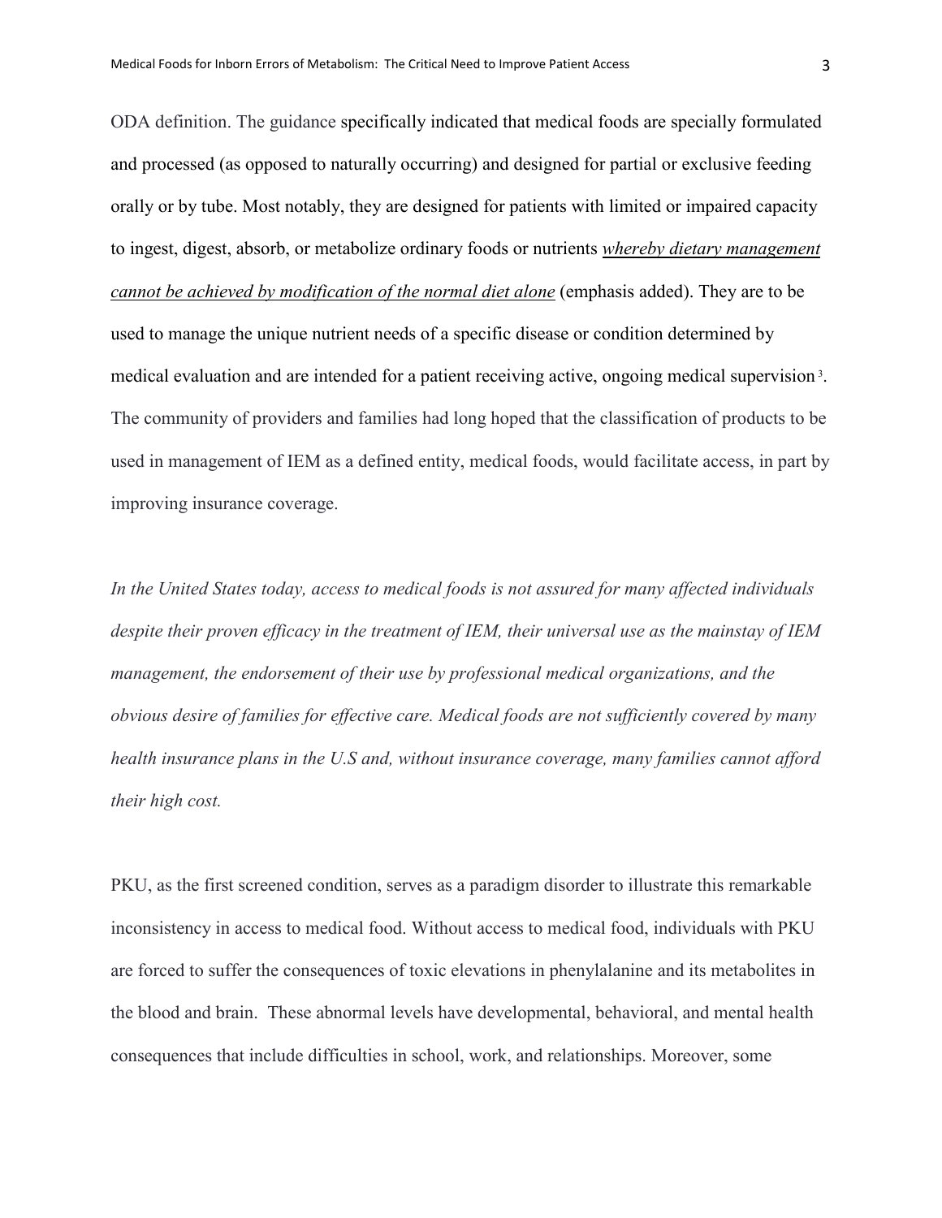ODA definition. The guidance specifically indicated that medical foods are specially formulated and processed (as opposed to naturally occurring) and designed for partial or exclusive feeding orally or by tube. Most notably, they are designed for patients with limited or impaired capacity to ingest, digest, absorb, or metabolize ordinary foods or nutrients *whereby dietary management cannot be achieved by modification of the normal diet alone* (emphasis added). They are to be used to manage the unique nutrient needs of a specific disease or condition determined by medical evaluation and are intended for a patient receiving active, ongoing medical supervision[3]. The community of providers and families had long hoped that the classification of products to be used in management of IEM as a defined entity, medical foods, would facilitate access, in part by improving insurance coverage.

*In the United States today, access to medical foods is not assured for many affected individuals despite their proven efficacy in the treatment of IEM, their universal use as the mainstay of IEM management, the endorsement of their use by professional medical organizations, and the obvious desire of families for effective care. Medical foods are not sufficiently covered by many health insurance plans in the U.S and, without insurance coverage, many families cannot afford their high cost.*

PKU, as the first screened condition, serves as a paradigm disorder to illustrate this remarkable inconsistency in access to medical food. Without access to medical food, individuals with PKU are forced to suffer the consequences of toxic elevations in phenylalanine and its metabolites in the blood and brain. These abnormal levels have developmental, behavioral, and mental health consequences that include difficulties in school, work, and relationships. Moreover, some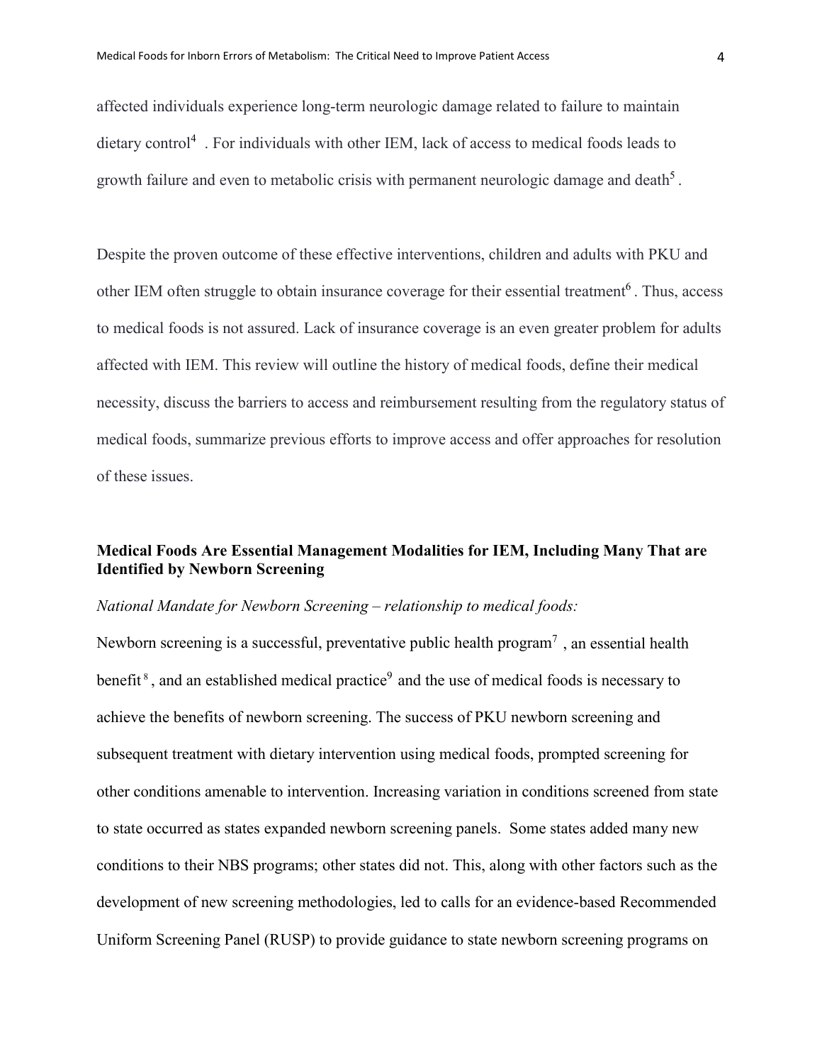affected individuals experience long-term neurologic damage related to failure to maintain dietary control[4] . For individuals with other IEM, lack of access to medical foods leads to growth failure and even to metabolic crisis with permanent neurologic damage and death[5] .

Despite the proven outcome of these effective interventions, children and adults with PKU and other IEM often struggle to obtain insurance coverage for their essential treatment[6] . Thus, access to medical foods is not assured. Lack of insurance coverage is an even greater problem for adults affected with IEM. This review will outline the history of medical foods, define their medical necessity, discuss the barriers to access and reimbursement resulting from the regulatory status of medical foods, summarize previous efforts to improve access and offer approaches for resolution of these issues.

## Medical Foods Are Essential Management Modalities for IEM, Including Many That are Identified by Newborn Screening

*National Mandate for Newborn Screening – relationship to medical foods:*

Newborn screening is a successful, preventative public health program[7] , an essential health benefit[8] , and an established medical practice[9] and the use of medical foods is necessary to achieve the benefits of newborn screening. The success of PKU newborn screening and subsequent treatment with dietary intervention using medical foods, prompted screening for other conditions amenable to intervention. Increasing variation in conditions screened from state to state occurred as states expanded newborn screening panels. Some states added many new conditions to their NBS programs; other states did not. This, along with other factors such as the development of new screening methodologies, led to calls for an evidence-based Recommended Uniform Screening Panel (RUSP) to provide guidance to state newborn screening programs on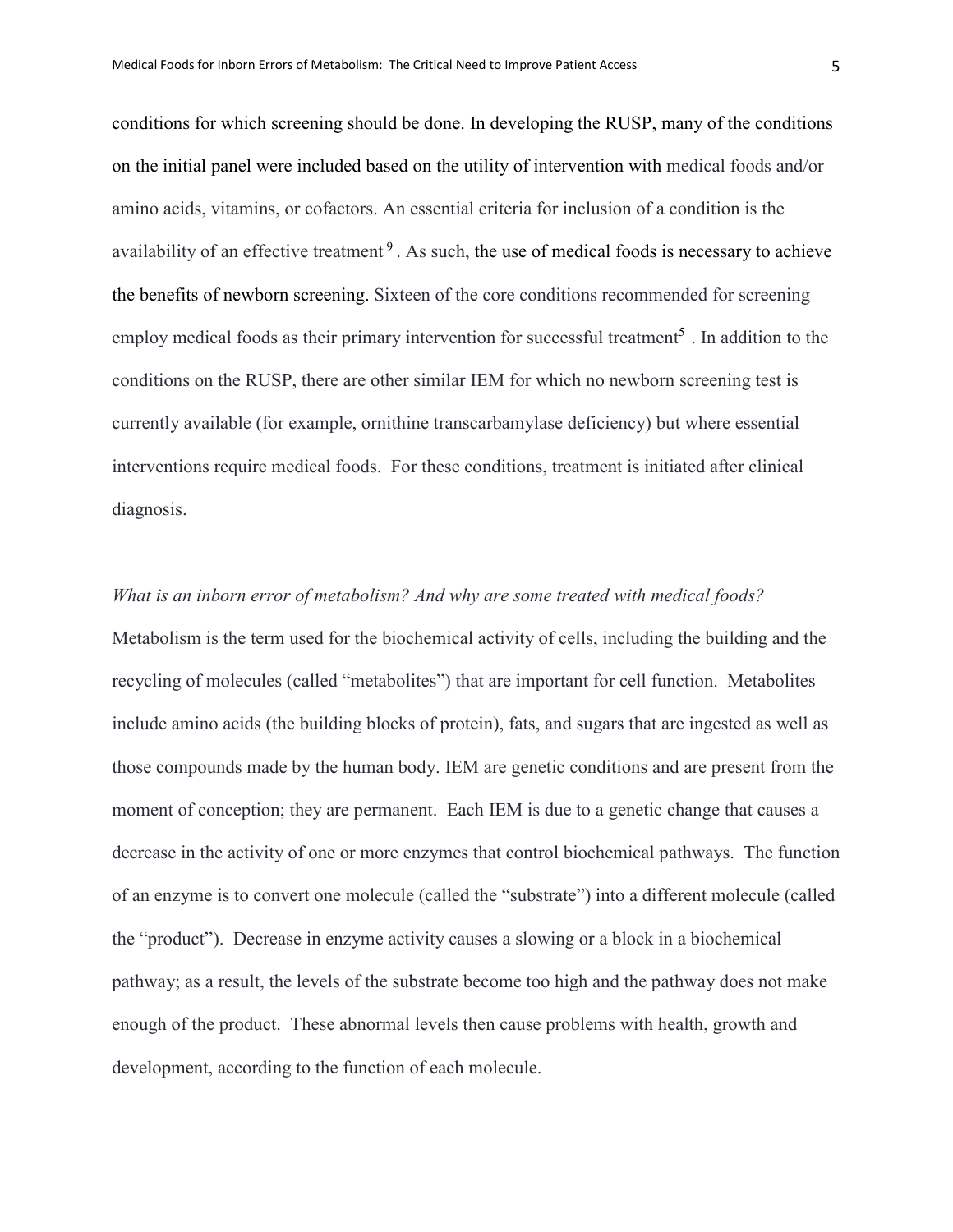conditions for which screening should be done. In developing the RUSP, many of the conditions on the initial panel were included based on the utility of intervention with medical foods and/or amino acids, vitamins, or cofactors. An essential criteria for inclusion of a condition is the availability of an effective treatment[9]. As such, the use of medical foods is necessary to achieve the benefits of newborn screening. Sixteen of the core conditions recommended for screening employ medical foods as their primary intervention for successful treatment[5]. In addition to the conditions on the RUSP, there are other similar IEM for which no newborn screening test is currently available (for example, ornithine transcarbamylase deficiency) but where essential interventions require medical foods. For these conditions, treatment is initiated after clinical diagnosis.

*What is an inborn error of metabolism? And why are some treated with medical foods?*

Metabolism is the term used for the biochemical activity of cells, including the building and the recycling of molecules (called "metabolites") that are important for cell function. Metabolites include amino acids (the building blocks of protein), fats, and sugars that are ingested as well as those compounds made by the human body. IEM are genetic conditions and are present from the moment of conception; they are permanent. Each IEM is due to a genetic change that causes a decrease in the activity of one or more enzymes that control biochemical pathways. The function of an enzyme is to convert one molecule (called the "substrate") into a different molecule (called the "product"). Decrease in enzyme activity causes a slowing or a block in a biochemical pathway; as a result, the levels of the substrate become too high and the pathway does not make enough of the product. These abnormal levels then cause problems with health, growth and development, according to the function of each molecule.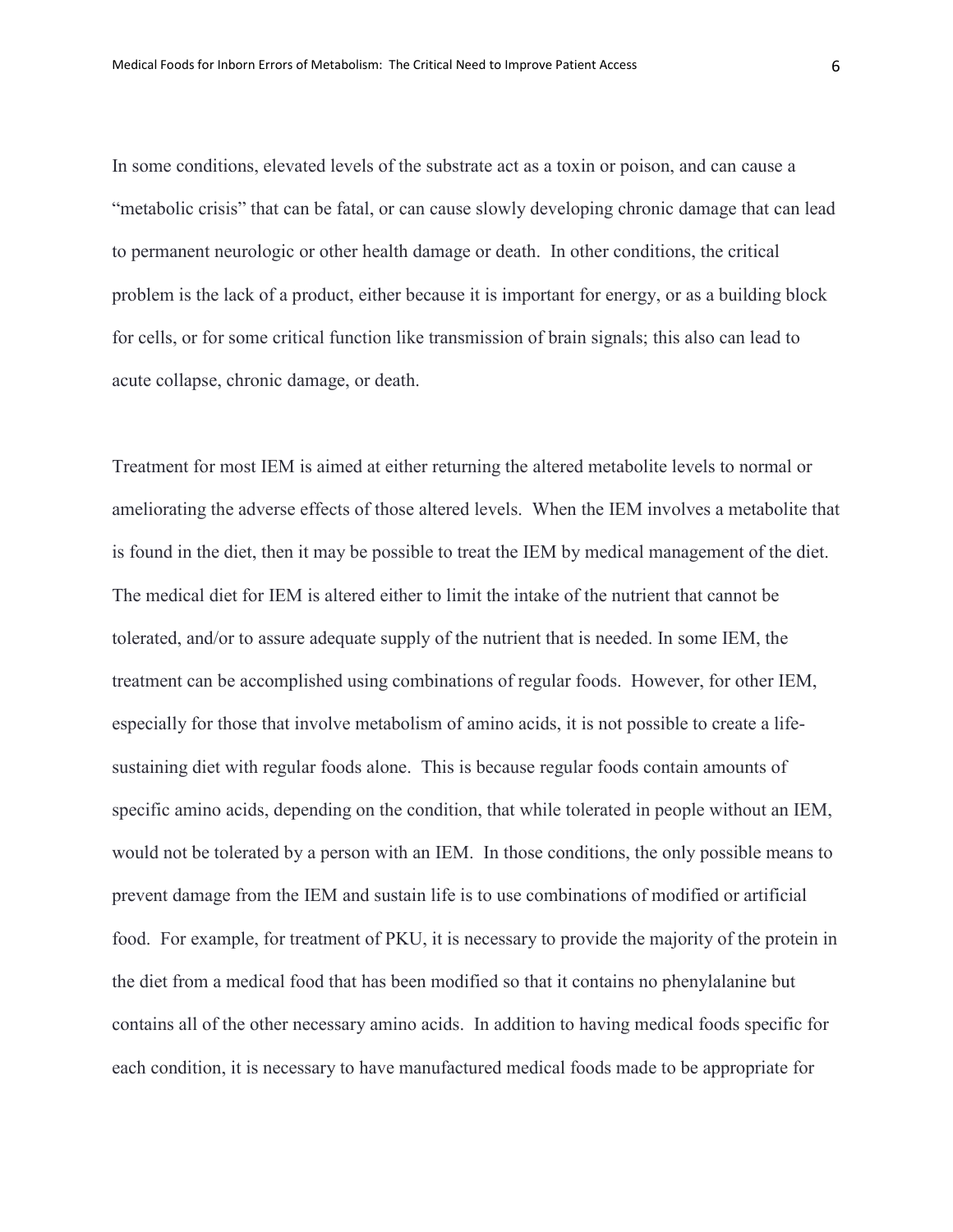In some conditions, elevated levels of the substrate act as a toxin or poison, and can cause a "metabolic crisis" that can be fatal, or can cause slowly developing chronic damage that can lead to permanent neurologic or other health damage or death. In other conditions, the critical problem is the lack of a product, either because it is important for energy, or as a building block for cells, or for some critical function like transmission of brain signals; this also can lead to acute collapse, chronic damage, or death.

Treatment for most IEM is aimed at either returning the altered metabolite levels to normal or ameliorating the adverse effects of those altered levels. When the IEM involves a metabolite that is found in the diet, then it may be possible to treat the IEM by medical management of the diet. The medical diet for IEM is altered either to limit the intake of the nutrient that cannot be tolerated, and/or to assure adequate supply of the nutrient that is needed. In some IEM, the treatment can be accomplished using combinations of regular foods. However, for other IEM, especially for those that involve metabolism of amino acids, it is not possible to create a life-sustaining diet with regular foods alone. This is because regular foods contain amounts of specific amino acids, depending on the condition, that while tolerated in people without an IEM, would not be tolerated by a person with an IEM. In those conditions, the only possible means to prevent damage from the IEM and sustain life is to use combinations of modified or artificial food. For example, for treatment of PKU, it is necessary to provide the majority of the protein in the diet from a medical food that has been modified so that it contains no phenylalanine but contains all of the other necessary amino acids. In addition to having medical foods specific for each condition, it is necessary to have manufactured medical foods made to be appropriate for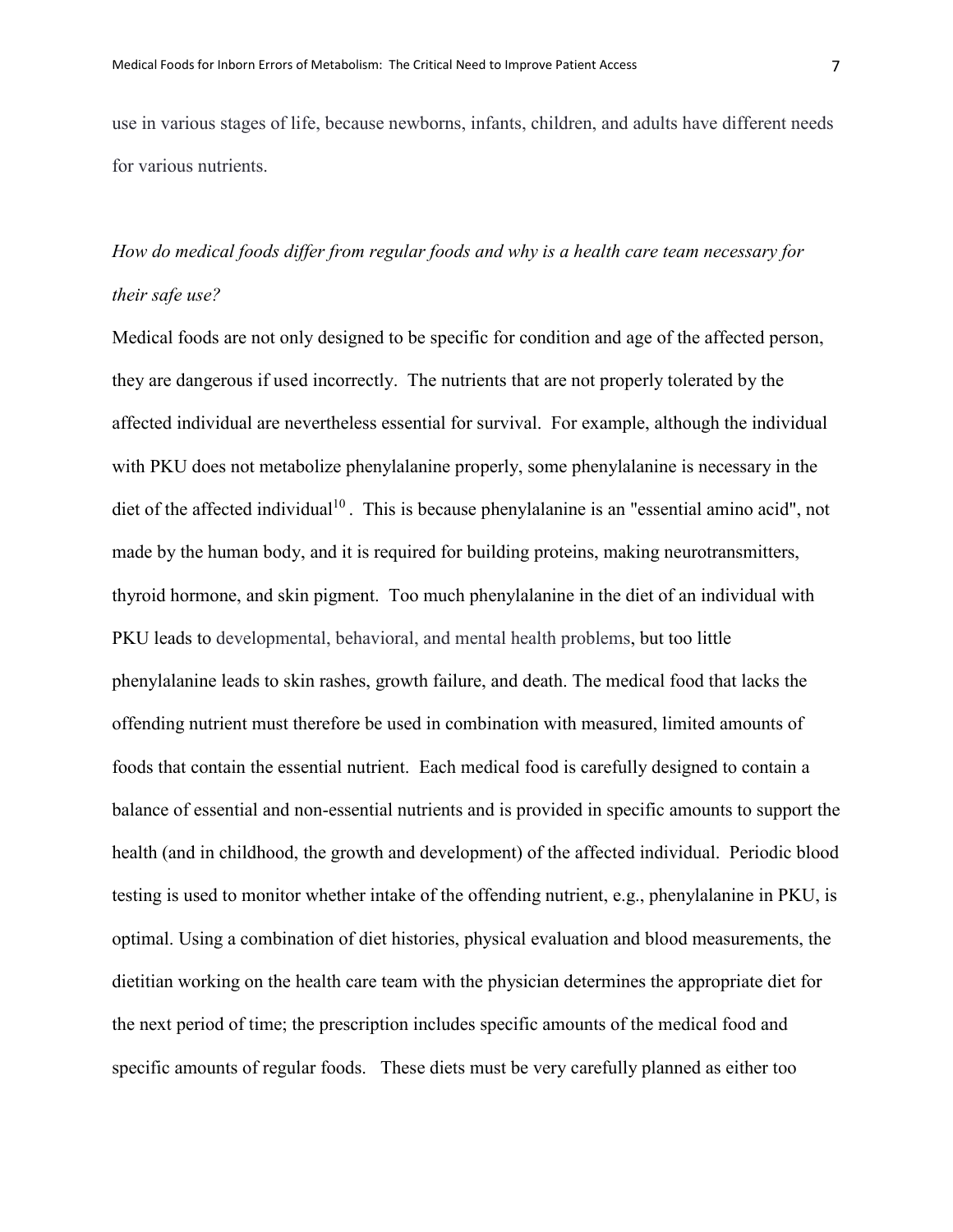use in various stages of life, because newborns, infants, children, and adults have different needs for various nutrients.

*How do medical foods differ from regular foods and why is a health care team necessary for their safe use?*

Medical foods are not only designed to be specific for condition and age of the affected person, they are dangerous if used incorrectly. The nutrients that are not properly tolerated by the affected individual are nevertheless essential for survival. For example, although the individual with PKU does not metabolize phenylalanine properly, some phenylalanine is necessary in the diet of the affected individual[10]. This is because phenylalanine is an "essential amino acid", not made by the human body, and it is required for building proteins, making neurotransmitters, thyroid hormone, and skin pigment. Too much phenylalanine in the diet of an individual with PKU leads to developmental, behavioral, and mental health problems, but too little phenylalanine leads to skin rashes, growth failure, and death. The medical food that lacks the offending nutrient must therefore be used in combination with measured, limited amounts of foods that contain the essential nutrient. Each medical food is carefully designed to contain a balance of essential and non-essential nutrients and is provided in specific amounts to support the health (and in childhood, the growth and development) of the affected individual. Periodic blood testing is used to monitor whether intake of the offending nutrient, e.g., phenylalanine in PKU, is optimal. Using a combination of diet histories, physical evaluation and blood measurements, the dietitian working on the health care team with the physician determines the appropriate diet for the next period of time; the prescription includes specific amounts of the medical food and specific amounts of regular foods. These diets must be very carefully planned as either too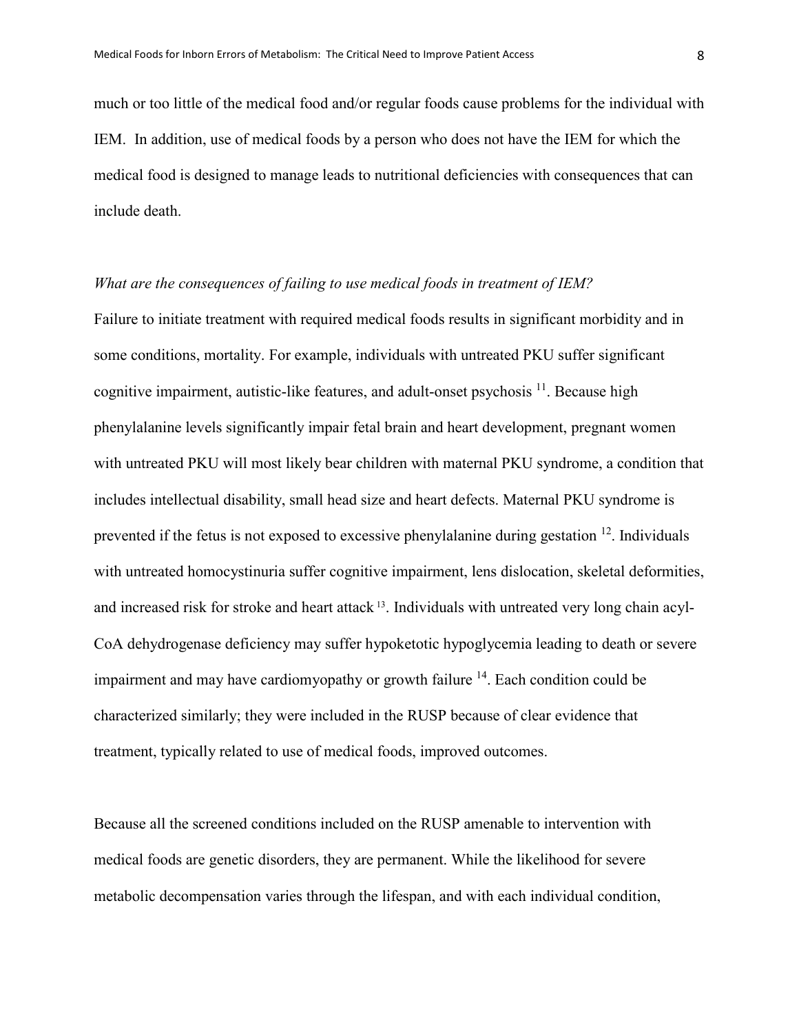much or too little of the medical food and/or regular foods cause problems for the individual with IEM. In addition, use of medical foods by a person who does not have the IEM for which the medical food is designed to manage leads to nutritional deficiencies with consequences that can include death.

*What are the consequences of failing to use medical foods in treatment of IEM?*

Failure to initiate treatment with required medical foods results in significant morbidity and in some conditions, mortality. For example, individuals with untreated PKU suffer significant cognitive impairment, autistic-like features, and adult-onset psychosis [11]. Because high phenylalanine levels significantly impair fetal brain and heart development, pregnant women with untreated PKU will most likely bear children with maternal PKU syndrome, a condition that includes intellectual disability, small head size and heart defects. Maternal PKU syndrome is prevented if the fetus is not exposed to excessive phenylalanine during gestation [12]. Individuals with untreated homocystinuria suffer cognitive impairment, lens dislocation, skeletal deformities, and increased risk for stroke and heart attack [13]. Individuals with untreated very long chain acyl-CoA dehydrogenase deficiency may suffer hypoketotic hypoglycemia leading to death or severe impairment and may have cardiomyopathy or growth failure [14]. Each condition could be characterized similarly; they were included in the RUSP because of clear evidence that treatment, typically related to use of medical foods, improved outcomes.

Because all the screened conditions included on the RUSP amenable to intervention with medical foods are genetic disorders, they are permanent. While the likelihood for severe metabolic decompensation varies through the lifespan, and with each individual condition,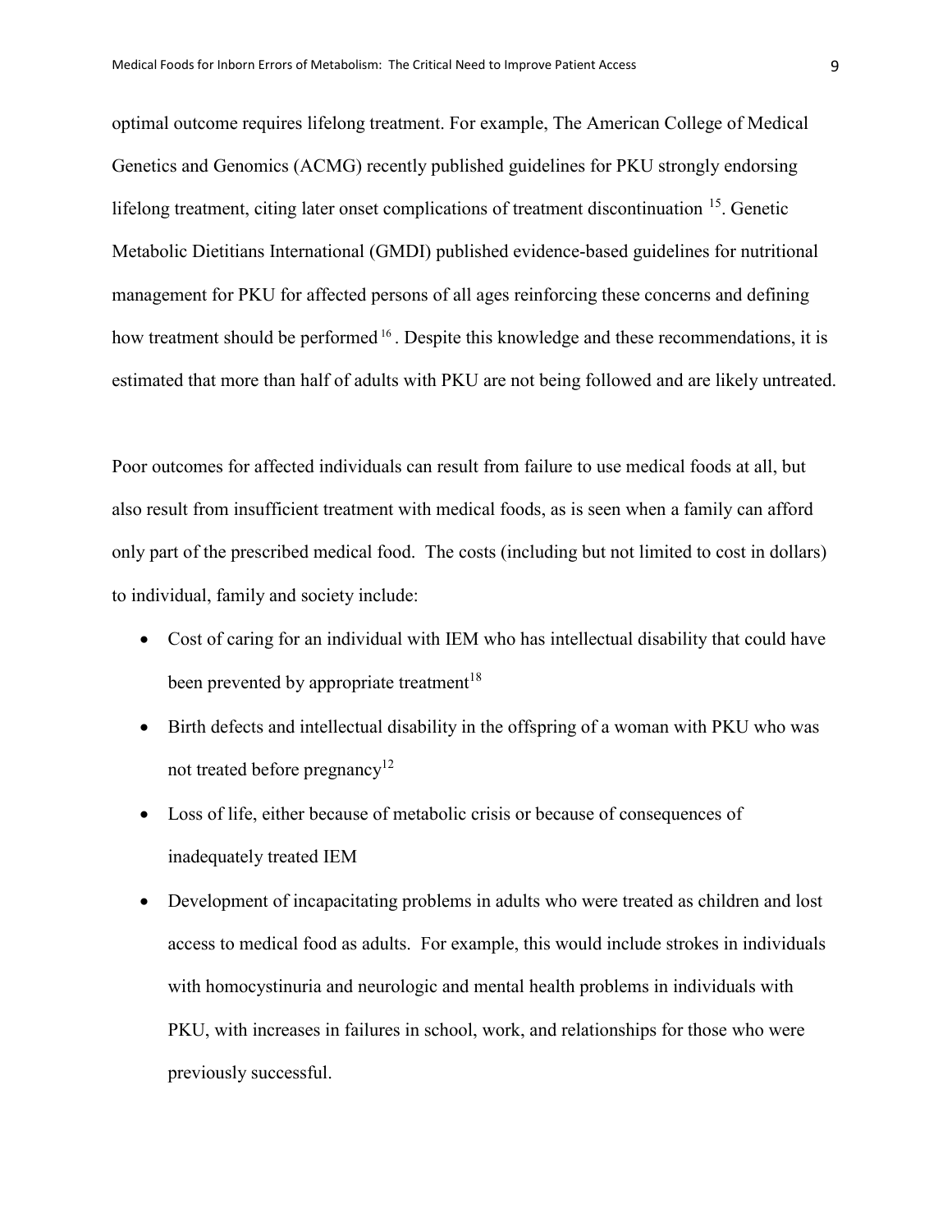optimal outcome requires lifelong treatment. For example, The American College of Medical Genetics and Genomics (ACMG) recently published guidelines for PKU strongly endorsing lifelong treatment, citing later onset complications of treatment discontinuation [15]. Genetic Metabolic Dietitians International (GMDI) published evidence-based guidelines for nutritional management for PKU for affected persons of all ages reinforcing these concerns and defining how treatment should be performed [16]. Despite this knowledge and these recommendations, it is estimated that more than half of adults with PKU are not being followed and are likely untreated.

Poor outcomes for affected individuals can result from failure to use medical foods at all, but also result from insufficient treatment with medical foods, as is seen when a family can afford only part of the prescribed medical food. The costs (including but not limited to cost in dollars) to individual, family and society include:

- Cost of caring for an individual with IEM who has intellectual disability that could have been prevented by appropriate treatment[18]
- Birth defects and intellectual disability in the offspring of a woman with PKU who was not treated before pregnancy[12]
- Loss of life, either because of metabolic crisis or because of consequences of inadequately treated IEM
- Development of incapacitating problems in adults who were treated as children and lost access to medical food as adults. For example, this would include strokes in individuals with homocystinuria and neurologic and mental health problems in individuals with PKU, with increases in failures in school, work, and relationships for those who were previously successful.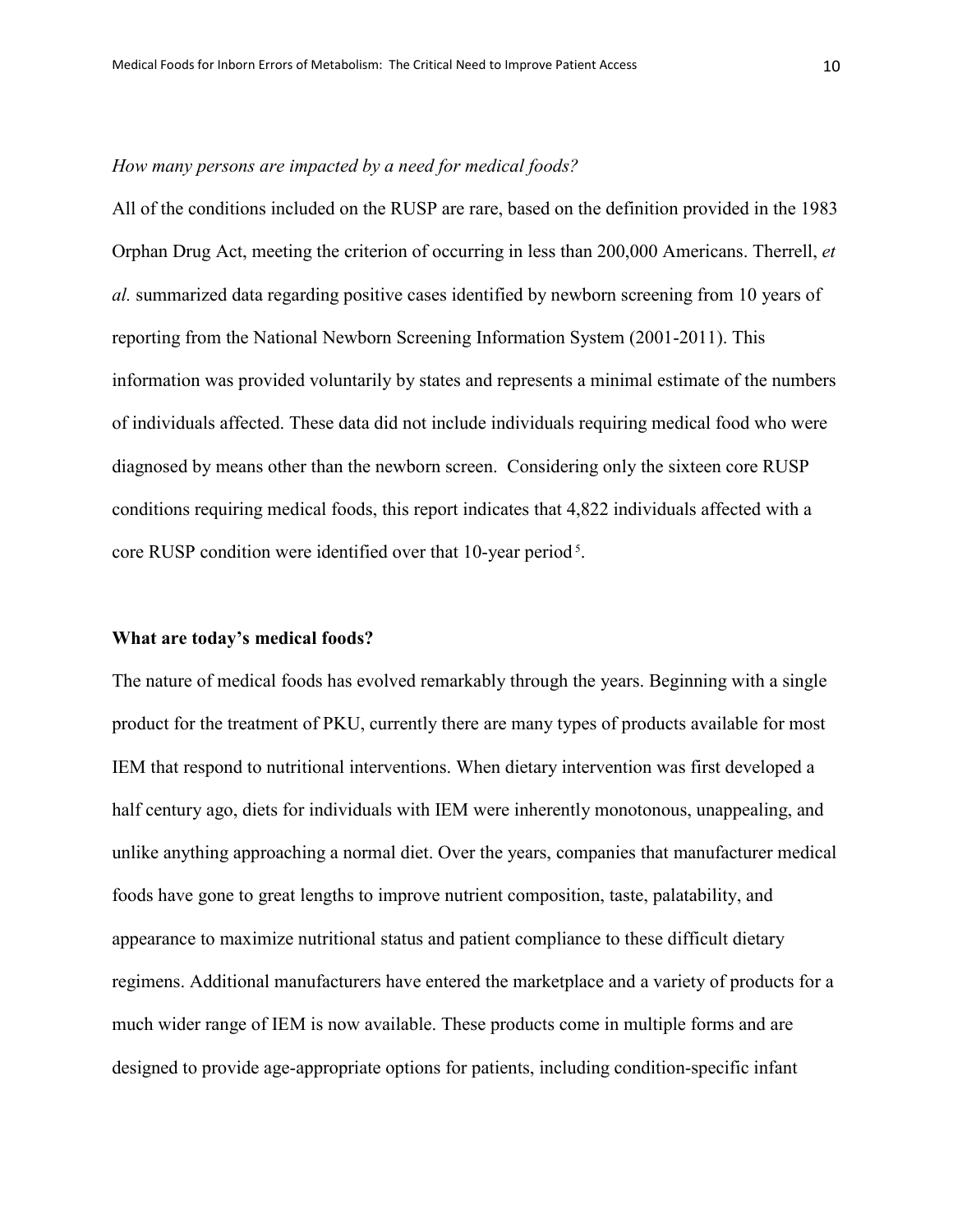*How many persons are impacted by a need for medical foods?*

All of the conditions included on the RUSP are rare, based on the definition provided in the 1983 Orphan Drug Act, meeting the criterion of occurring in less than 200,000 Americans. Therrell, *et al.* summarized data regarding positive cases identified by newborn screening from 10 years of reporting from the National Newborn Screening Information System (2001-2011). This information was provided voluntarily by states and represents a minimal estimate of the numbers of individuals affected. These data did not include individuals requiring medical food who were diagnosed by means other than the newborn screen. Considering only the sixteen core RUSP conditions requiring medical foods, this report indicates that 4,822 individuals affected with a core RUSP condition were identified over that 10-year period[5].

**What are today's medical foods?**

The nature of medical foods has evolved remarkably through the years. Beginning with a single product for the treatment of PKU, currently there are many types of products available for most IEM that respond to nutritional interventions. When dietary intervention was first developed a half century ago, diets for individuals with IEM were inherently monotonous, unappealing, and unlike anything approaching a normal diet. Over the years, companies that manufacturer medical foods have gone to great lengths to improve nutrient composition, taste, palatability, and appearance to maximize nutritional status and patient compliance to these difficult dietary regimens. Additional manufacturers have entered the marketplace and a variety of products for a much wider range of IEM is now available. These products come in multiple forms and are designed to provide age-appropriate options for patients, including condition-specific infant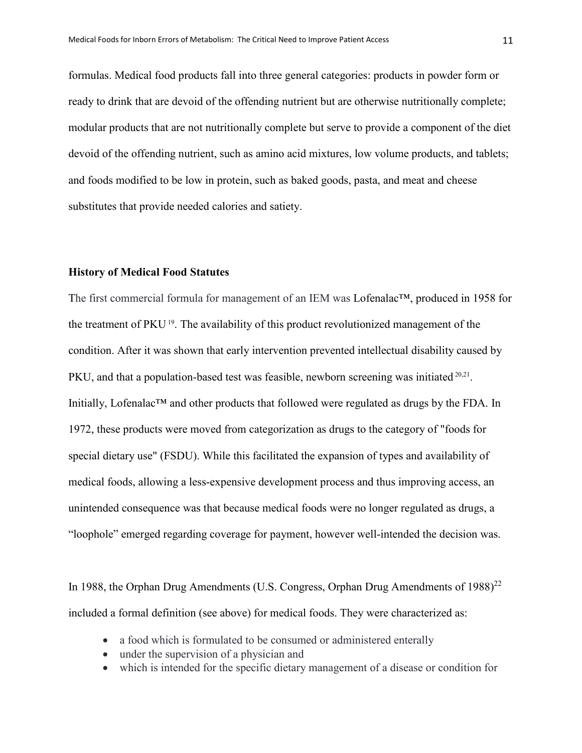formulas. Medical food products fall into three general categories: products in powder form or ready to drink that are devoid of the offending nutrient but are otherwise nutritionally complete; modular products that are not nutritionally complete but serve to provide a component of the diet devoid of the offending nutrient, such as amino acid mixtures, low volume products, and tablets; and foods modified to be low in protein, such as baked goods, pasta, and meat and cheese substitutes that provide needed calories and satiety.

**History of Medical Food Statutes**

The first commercial formula for management of an IEM was Lofenalac™, produced in 1958 for the treatment of PKU [19]. The availability of this product revolutionized management of the condition. After it was shown that early intervention prevented intellectual disability caused by PKU, and that a population-based test was feasible, newborn screening was initiated [20,21]. Initially, Lofenalac™ and other products that followed were regulated as drugs by the FDA. In 1972, these products were moved from categorization as drugs to the category of "foods for special dietary use" (FSDU). While this facilitated the expansion of types and availability of medical foods, allowing a less-expensive development process and thus improving access, an unintended consequence was that because medical foods were no longer regulated as drugs, a "loophole" emerged regarding coverage for payment, however well-intended the decision was.

In 1988, the Orphan Drug Amendments (U.S. Congress, Orphan Drug Amendments of 1988)[22] included a formal definition (see above) for medical foods. They were characterized as:

- a food which is formulated to be consumed or administered enterally
- under the supervision of a physician and
- which is intended for the specific dietary management of a disease or condition for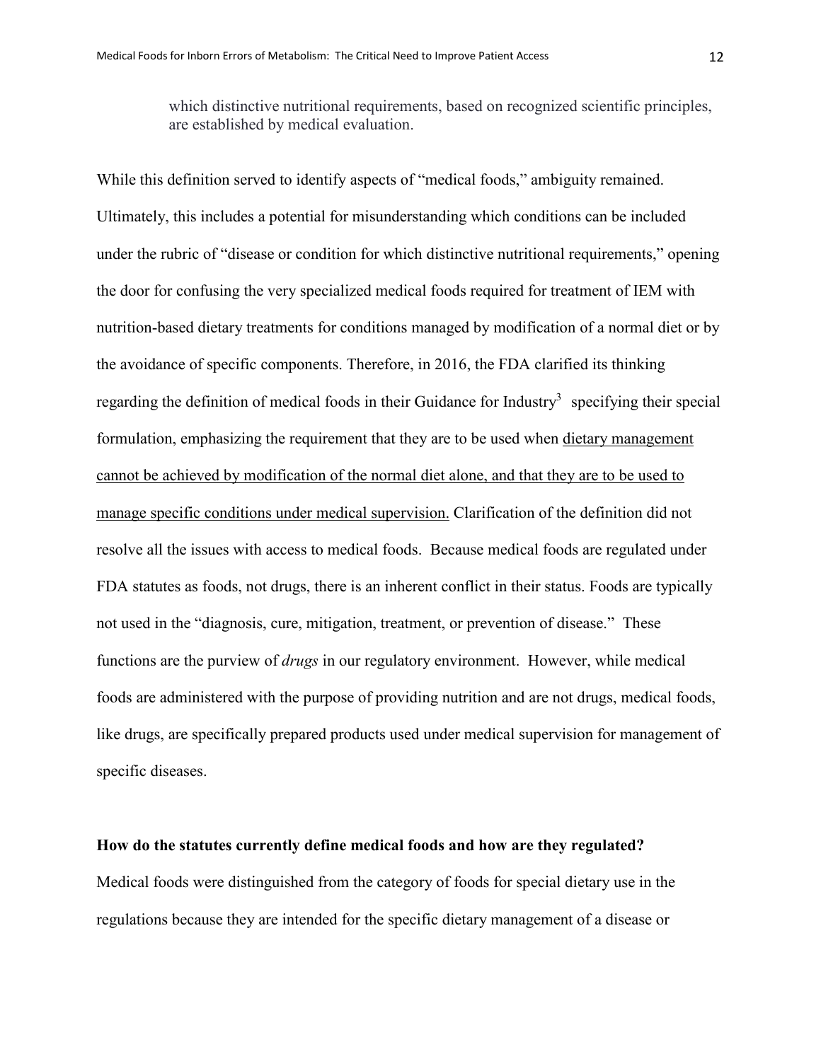which distinctive nutritional requirements, based on recognized scientific principles, are established by medical evaluation.

While this definition served to identify aspects of "medical foods," ambiguity remained. Ultimately, this includes a potential for misunderstanding which conditions can be included under the rubric of "disease or condition for which distinctive nutritional requirements," opening the door for confusing the very specialized medical foods required for treatment of IEM with nutrition-based dietary treatments for conditions managed by modification of a normal diet or by the avoidance of specific components. Therefore, in 2016, the FDA clarified its thinking regarding the definition of medical foods in their Guidance for Industry[3] specifying their special formulation, emphasizing the requirement that they are to be used when <u>dietary management cannot be achieved by modification of the normal diet alone, and that they are to be used to manage specific conditions under medical supervision.</u> Clarification of the definition did not resolve all the issues with access to medical foods. Because medical foods are regulated under FDA statutes as foods, not drugs, there is an inherent conflict in their status. Foods are typically not used in the "diagnosis, cure, mitigation, treatment, or prevention of disease." These functions are the purview of *drugs* in our regulatory environment. However, while medical foods are administered with the purpose of providing nutrition and are not drugs, medical foods, like drugs, are specifically prepared products used under medical supervision for management of specific diseases.

**How do the statutes currently define medical foods and how are they regulated?**

Medical foods were distinguished from the category of foods for special dietary use in the regulations because they are intended for the specific dietary management of a disease or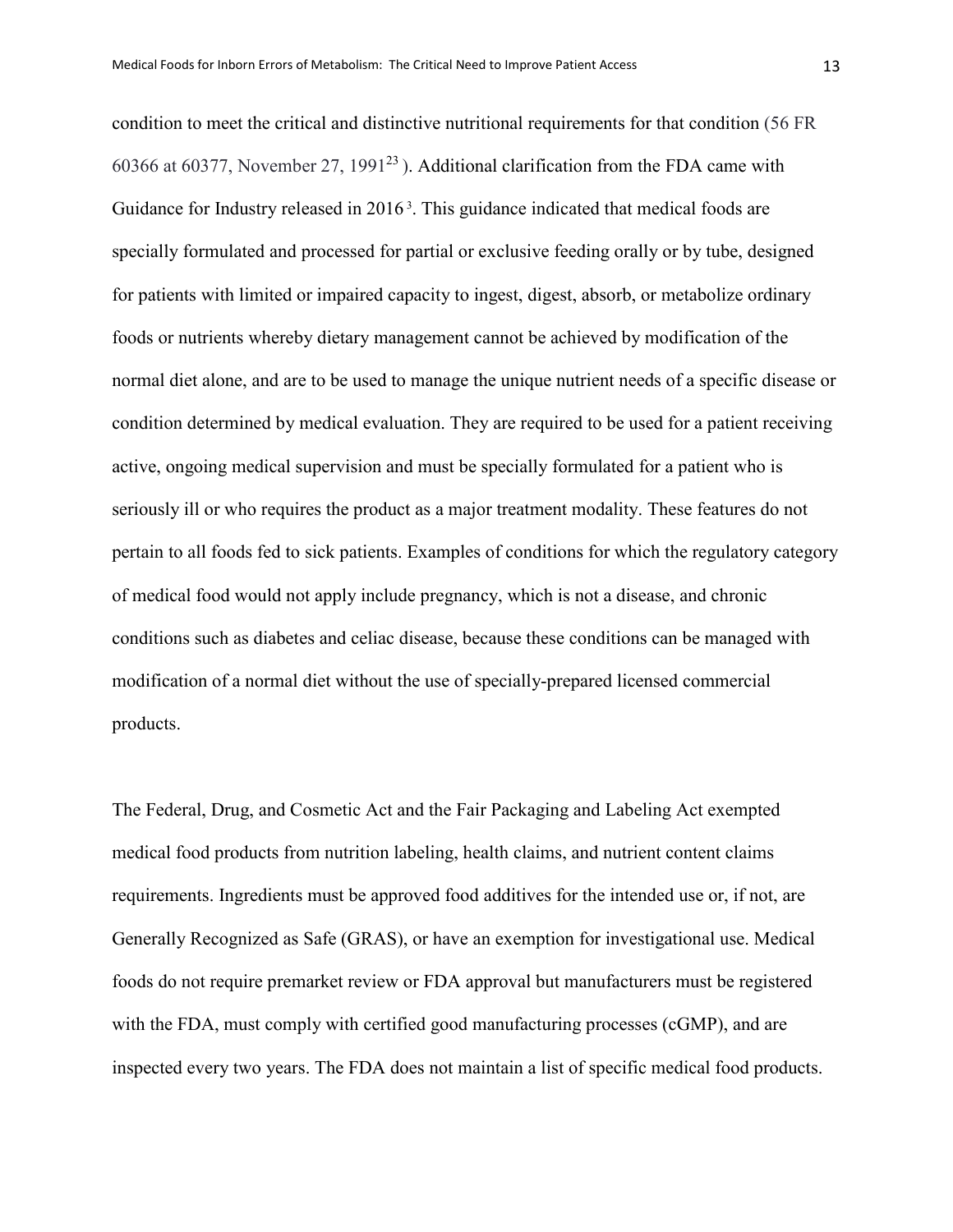condition to meet the critical and distinctive nutritional requirements for that condition (56 FR 60366 at 60377, November 27, 1991[23] ). Additional clarification from the FDA came with Guidance for Industry released in 2016[3]. This guidance indicated that medical foods are specially formulated and processed for partial or exclusive feeding orally or by tube, designed for patients with limited or impaired capacity to ingest, digest, absorb, or metabolize ordinary foods or nutrients whereby dietary management cannot be achieved by modification of the normal diet alone, and are to be used to manage the unique nutrient needs of a specific disease or condition determined by medical evaluation. They are required to be used for a patient receiving active, ongoing medical supervision and must be specially formulated for a patient who is seriously ill or who requires the product as a major treatment modality. These features do not pertain to all foods fed to sick patients. Examples of conditions for which the regulatory category of medical food would not apply include pregnancy, which is not a disease, and chronic conditions such as diabetes and celiac disease, because these conditions can be managed with modification of a normal diet without the use of specially-prepared licensed commercial products.

The Federal, Drug, and Cosmetic Act and the Fair Packaging and Labeling Act exempted medical food products from nutrition labeling, health claims, and nutrient content claims requirements. Ingredients must be approved food additives for the intended use or, if not, are Generally Recognized as Safe (GRAS), or have an exemption for investigational use. Medical foods do not require premarket review or FDA approval but manufacturers must be registered with the FDA, must comply with certified good manufacturing processes (cGMP), and are inspected every two years. The FDA does not maintain a list of specific medical food products.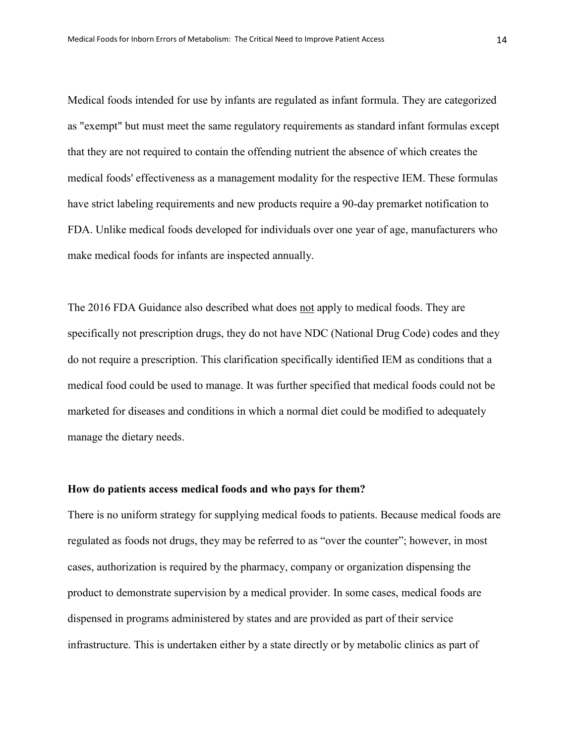Medical foods intended for use by infants are regulated as infant formula. They are categorized as "exempt" but must meet the same regulatory requirements as standard infant formulas except that they are not required to contain the offending nutrient the absence of which creates the medical foods' effectiveness as a management modality for the respective IEM. These formulas have strict labeling requirements and new products require a 90-day premarket notification to FDA. Unlike medical foods developed for individuals over one year of age, manufacturers who make medical foods for infants are inspected annually.

The 2016 FDA Guidance also described what does <u>not</u> apply to medical foods. They are specifically not prescription drugs, they do not have NDC (National Drug Code) codes and they do not require a prescription. This clarification specifically identified IEM as conditions that a medical food could be used to manage. It was further specified that medical foods could not be marketed for diseases and conditions in which a normal diet could be modified to adequately manage the dietary needs.

**How do patients access medical foods and who pays for them?**

There is no uniform strategy for supplying medical foods to patients. Because medical foods are regulated as foods not drugs, they may be referred to as "over the counter"; however, in most cases, authorization is required by the pharmacy, company or organization dispensing the product to demonstrate supervision by a medical provider. In some cases, medical foods are dispensed in programs administered by states and are provided as part of their service infrastructure. This is undertaken either by a state directly or by metabolic clinics as part of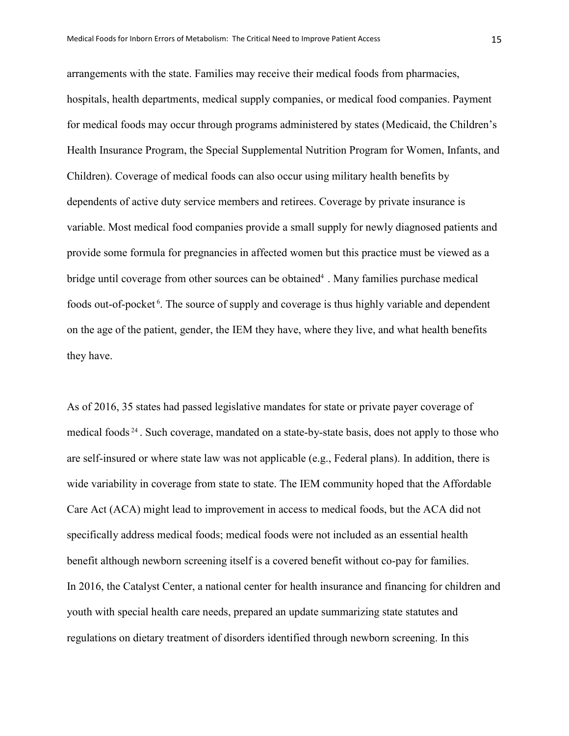arrangements with the state. Families may receive their medical foods from pharmacies, hospitals, health departments, medical supply companies, or medical food companies. Payment for medical foods may occur through programs administered by states (Medicaid, the Children's Health Insurance Program, the Special Supplemental Nutrition Program for Women, Infants, and Children). Coverage of medical foods can also occur using military health benefits by dependents of active duty service members and retirees. Coverage by private insurance is variable. Most medical food companies provide a small supply for newly diagnosed patients and provide some formula for pregnancies in affected women but this practice must be viewed as a bridge until coverage from other sources can be obtained[4] . Many families purchase medical foods out-of-pocket[6]. The source of supply and coverage is thus highly variable and dependent on the age of the patient, gender, the IEM they have, where they live, and what health benefits they have.

As of 2016, 35 states had passed legislative mandates for state or private payer coverage of medical foods[24]. Such coverage, mandated on a state-by-state basis, does not apply to those who are self-insured or where state law was not applicable (e.g., Federal plans). In addition, there is wide variability in coverage from state to state. The IEM community hoped that the Affordable Care Act (ACA) might lead to improvement in access to medical foods, but the ACA did not specifically address medical foods; medical foods were not included as an essential health benefit although newborn screening itself is a covered benefit without co-pay for families.
In 2016, the Catalyst Center, a national center for health insurance and financing for children and youth with special health care needs, prepared an update summarizing state statutes and regulations on dietary treatment of disorders identified through newborn screening. In this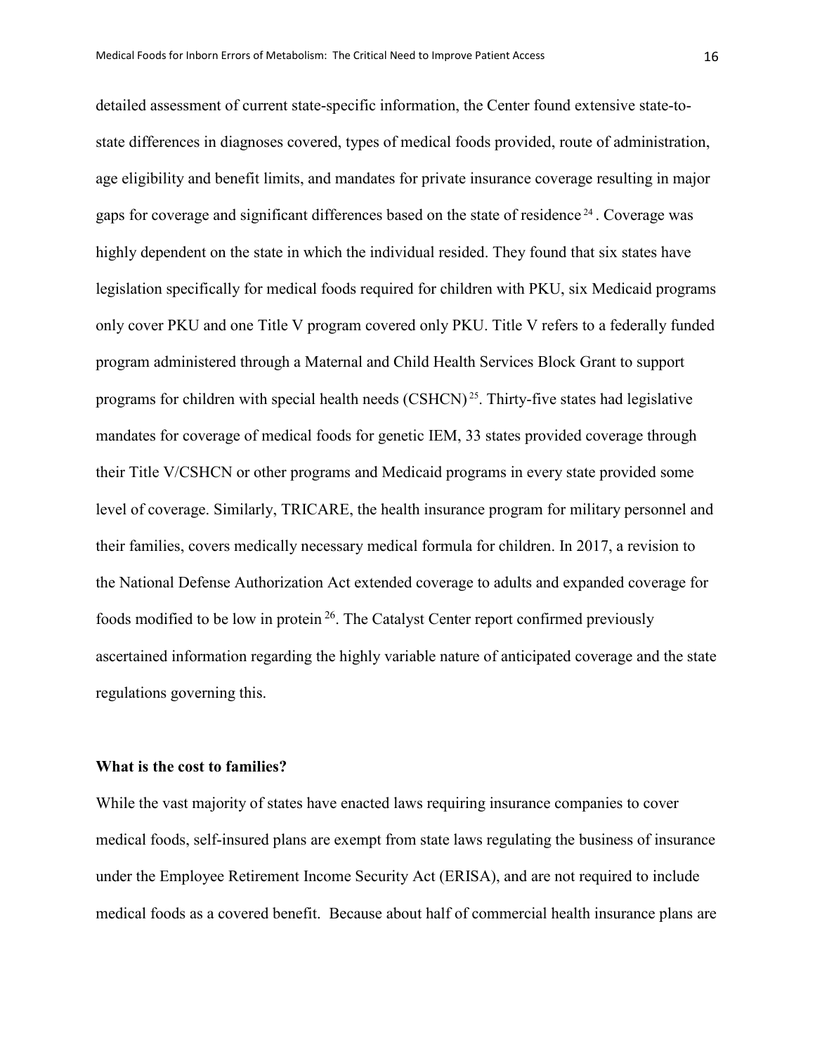detailed assessment of current state-specific information, the Center found extensive state-to-state differences in diagnoses covered, types of medical foods provided, route of administration, age eligibility and benefit limits, and mandates for private insurance coverage resulting in major gaps for coverage and significant differences based on the state of residence [24]. Coverage was highly dependent on the state in which the individual resided. They found that six states have legislation specifically for medical foods required for children with PKU, six Medicaid programs only cover PKU and one Title V program covered only PKU. Title V refers to a federally funded program administered through a Maternal and Child Health Services Block Grant to support programs for children with special health needs (CSHCN) [25]. Thirty-five states had legislative mandates for coverage of medical foods for genetic IEM, 33 states provided coverage through their Title V/CSHCN or other programs and Medicaid programs in every state provided some level of coverage. Similarly, TRICARE, the health insurance program for military personnel and their families, covers medically necessary medical formula for children. In 2017, a revision to the National Defense Authorization Act extended coverage to adults and expanded coverage for foods modified to be low in protein [26]. The Catalyst Center report confirmed previously ascertained information regarding the highly variable nature of anticipated coverage and the state regulations governing this.

**What is the cost to families?**

While the vast majority of states have enacted laws requiring insurance companies to cover medical foods, self-insured plans are exempt from state laws regulating the business of insurance under the Employee Retirement Income Security Act (ERISA), and are not required to include medical foods as a covered benefit. Because about half of commercial health insurance plans are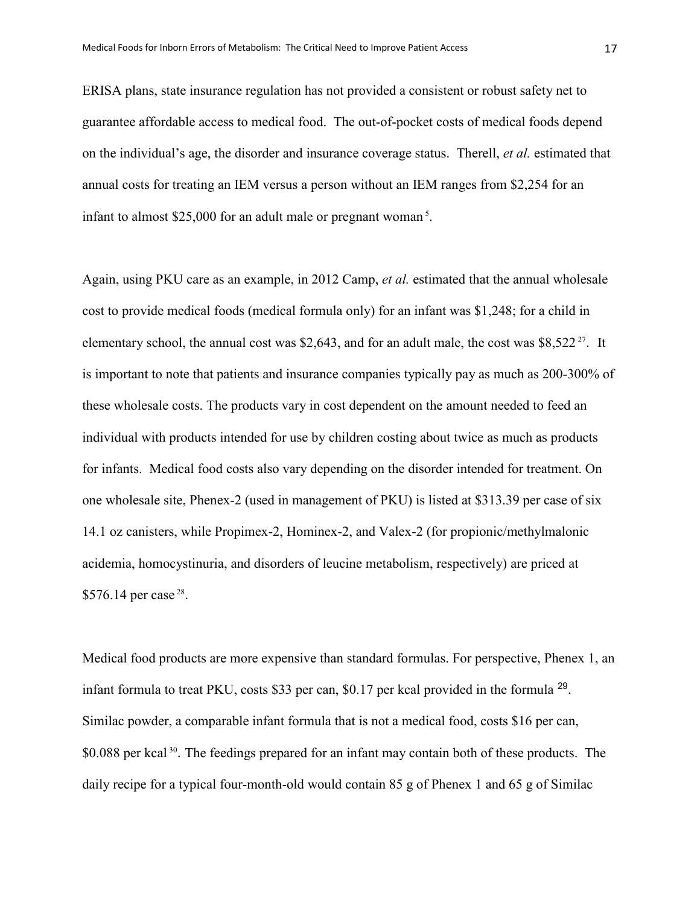ERISA plans, state insurance regulation has not provided a consistent or robust safety net to guarantee affordable access to medical food. The out-of-pocket costs of medical foods depend on the individual's age, the disorder and insurance coverage status. Therell, *et al.* estimated that annual costs for treating an IEM versus a person without an IEM ranges from $2,254 for an infant to almost $25,000 for an adult male or pregnant woman [5].

Again, using PKU care as an example, in 2012 Camp, *et al.* estimated that the annual wholesale cost to provide medical foods (medical formula only) for an infant was $1,248; for a child in elementary school, the annual cost was $2,643, and for an adult male, the cost was $8,522 [27]. It is important to note that patients and insurance companies typically pay as much as 200-300% of these wholesale costs. The products vary in cost dependent on the amount needed to feed an individual with products intended for use by children costing about twice as much as products for infants. Medical food costs also vary depending on the disorder intended for treatment. On one wholesale site, Phenex-2 (used in management of PKU) is listed at $313.39 per case of six 14.1 oz canisters, while Propimex-2, Hominex-2, and Valex-2 (for propionic/methylmalonic acidemia, homocystinuria, and disorders of leucine metabolism, respectively) are priced at $576.14 per case [28].

Medical food products are more expensive than standard formulas. For perspective, Phenex 1, an infant formula to treat PKU, costs $33 per can, $0.17 per kcal provided in the formula [29]. Similac powder, a comparable infant formula that is not a medical food, costs $16 per can, $0.088 per kcal [30]. The feedings prepared for an infant may contain both of these products. The daily recipe for a typical four-month-old would contain 85 g of Phenex 1 and 65 g of Similac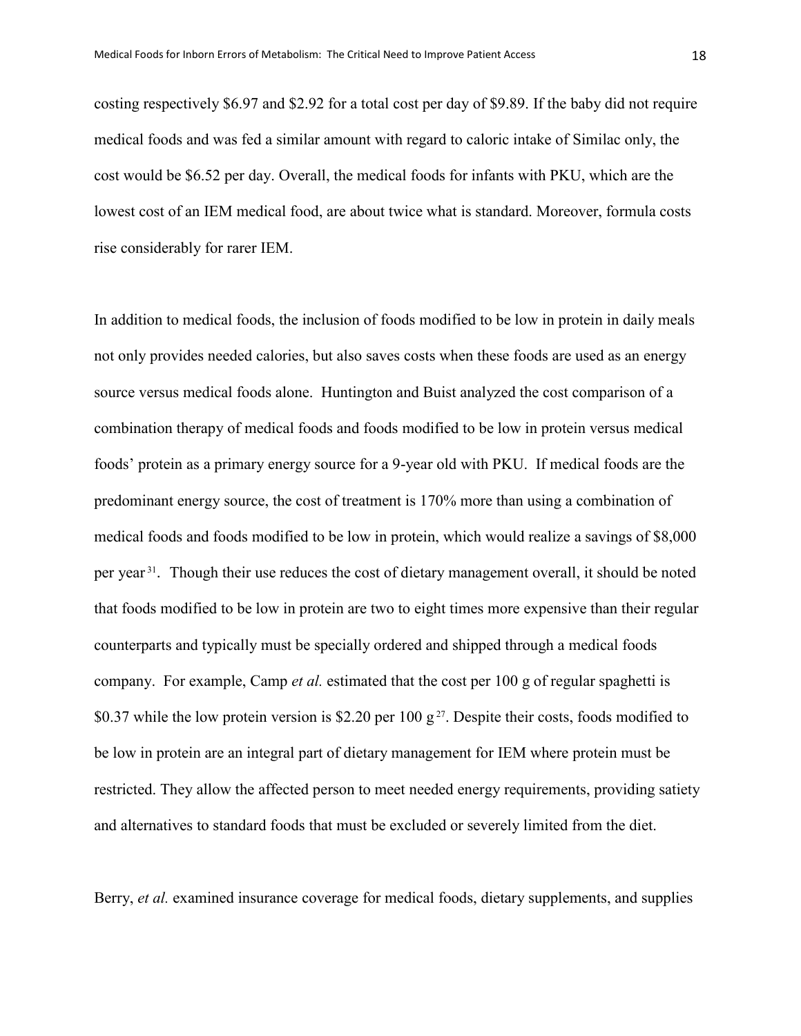costing respectively $6.97 and $2.92 for a total cost per day of $9.89. If the baby did not require medical foods and was fed a similar amount with regard to caloric intake of Similac only, the cost would be $6.52 per day. Overall, the medical foods for infants with PKU, which are the lowest cost of an IEM medical food, are about twice what is standard. Moreover, formula costs rise considerably for rarer IEM.

In addition to medical foods, the inclusion of foods modified to be low in protein in daily meals not only provides needed calories, but also saves costs when these foods are used as an energy source versus medical foods alone. Huntington and Buist analyzed the cost comparison of a combination therapy of medical foods and foods modified to be low in protein versus medical foods' protein as a primary energy source for a 9-year old with PKU. If medical foods are the predominant energy source, the cost of treatment is 170% more than using a combination of medical foods and foods modified to be low in protein, which would realize a savings of $8,000 per year [31]. Though their use reduces the cost of dietary management overall, it should be noted that foods modified to be low in protein are two to eight times more expensive than their regular counterparts and typically must be specially ordered and shipped through a medical foods company. For example, Camp *et al.* estimated that the cost per 100 g of regular spaghetti is $0.37 while the low protein version is $2.20 per 100 g [27]. Despite their costs, foods modified to be low in protein are an integral part of dietary management for IEM where protein must be restricted. They allow the affected person to meet needed energy requirements, providing satiety and alternatives to standard foods that must be excluded or severely limited from the diet.

Berry, *et al.* examined insurance coverage for medical foods, dietary supplements, and supplies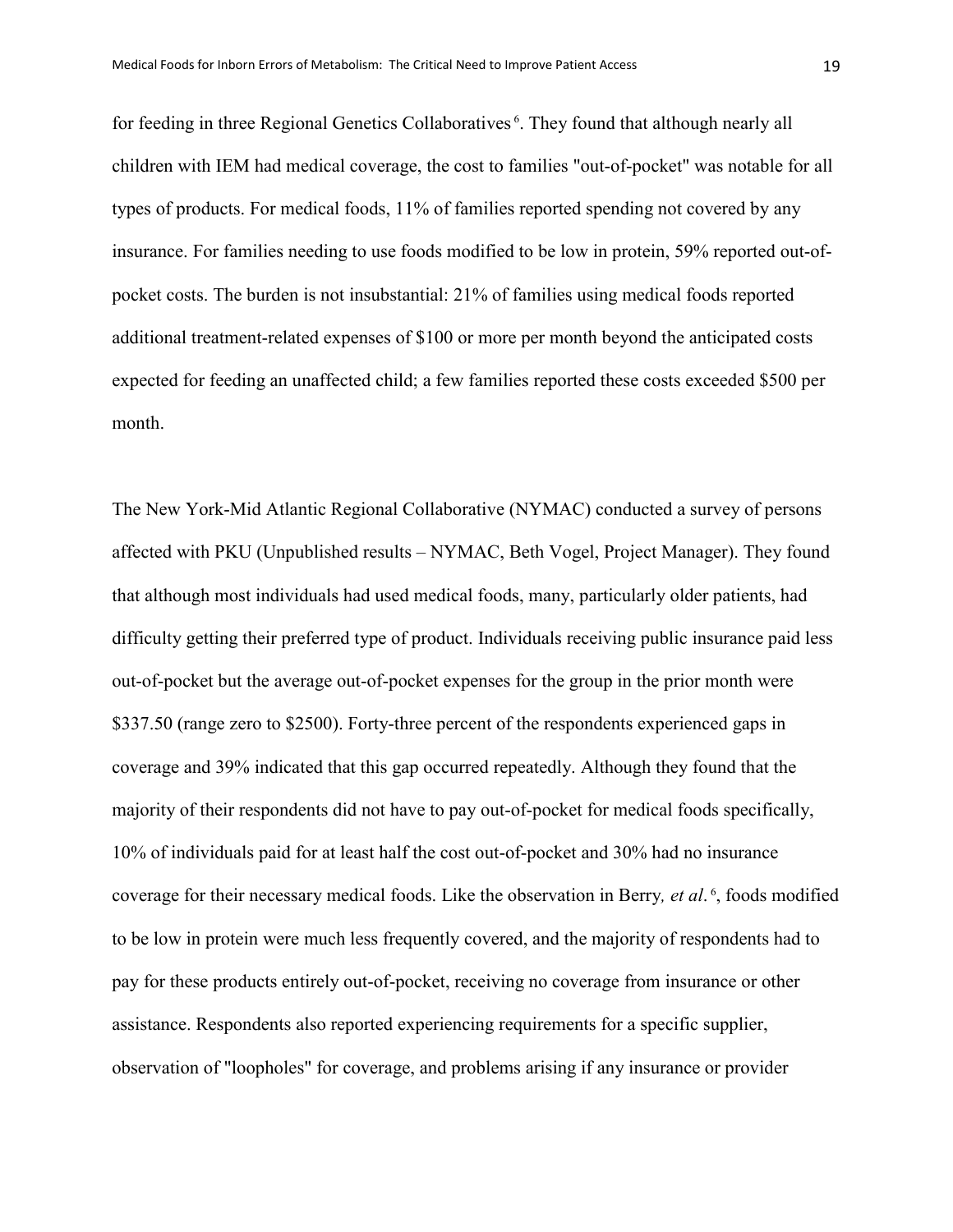for feeding in three Regional Genetics Collaboratives[6]. They found that although nearly all children with IEM had medical coverage, the cost to families "out-of-pocket" was notable for all types of products. For medical foods, 11% of families reported spending not covered by any insurance. For families needing to use foods modified to be low in protein, 59% reported out-of-pocket costs. The burden is not insubstantial: 21% of families using medical foods reported additional treatment-related expenses of $100 or more per month beyond the anticipated costs expected for feeding an unaffected child; a few families reported these costs exceeded $500 per month.

The New York-Mid Atlantic Regional Collaborative (NYMAC) conducted a survey of persons affected with PKU (Unpublished results – NYMAC, Beth Vogel, Project Manager). They found that although most individuals had used medical foods, many, particularly older patients, had difficulty getting their preferred type of product. Individuals receiving public insurance paid less out-of-pocket but the average out-of-pocket expenses for the group in the prior month were $337.50 (range zero to $2500). Forty-three percent of the respondents experienced gaps in coverage and 39% indicated that this gap occurred repeatedly. Although they found that the majority of their respondents did not have to pay out-of-pocket for medical foods specifically, 10% of individuals paid for at least half the cost out-of-pocket and 30% had no insurance coverage for their necessary medical foods. Like the observation in Berry*, et al*.[6], foods modified to be low in protein were much less frequently covered, and the majority of respondents had to pay for these products entirely out-of-pocket, receiving no coverage from insurance or other assistance. Respondents also reported experiencing requirements for a specific supplier, observation of "loopholes" for coverage, and problems arising if any insurance or provider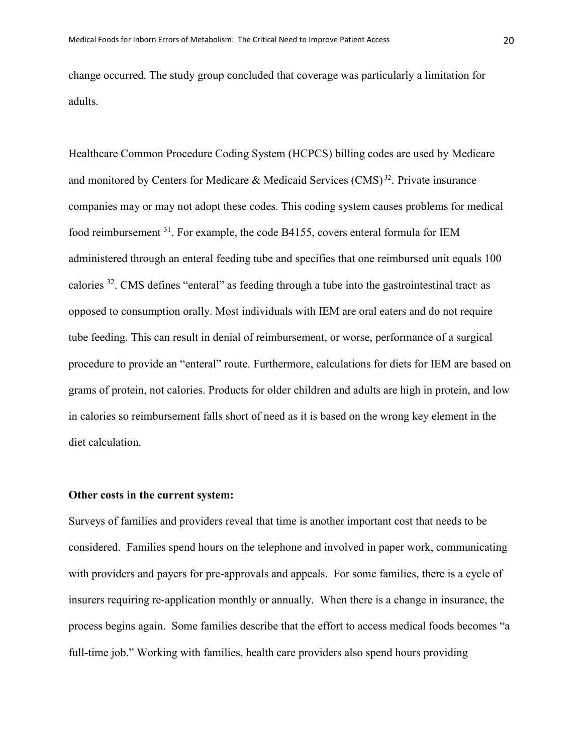change occurred. The study group concluded that coverage was particularly a limitation for adults.

Healthcare Common Procedure Coding System (HCPCS) billing codes are used by Medicare and monitored by Centers for Medicare & Medicaid Services (CMS) [32]. Private insurance companies may or may not adopt these codes. This coding system causes problems for medical food reimbursement [31]. For example, the code B4155, covers enteral formula for IEM administered through an enteral feeding tube and specifies that one reimbursed unit equals 100 calories [32]. CMS defines "enteral" as feeding through a tube into the gastrointestinal tract, as opposed to consumption orally. Most individuals with IEM are oral eaters and do not require tube feeding. This can result in denial of reimbursement, or worse, performance of a surgical procedure to provide an "enteral" route. Furthermore, calculations for diets for IEM are based on grams of protein, not calories. Products for older children and adults are high in protein, and low in calories so reimbursement falls short of need as it is based on the wrong key element in the diet calculation.

**Other costs in the current system:**

Surveys of families and providers reveal that time is another important cost that needs to be considered. Families spend hours on the telephone and involved in paper work, communicating with providers and payers for pre-approvals and appeals. For some families, there is a cycle of insurers requiring re-application monthly or annually. When there is a change in insurance, the process begins again. Some families describe that the effort to access medical foods becomes "a full-time job." Working with families, health care providers also spend hours providing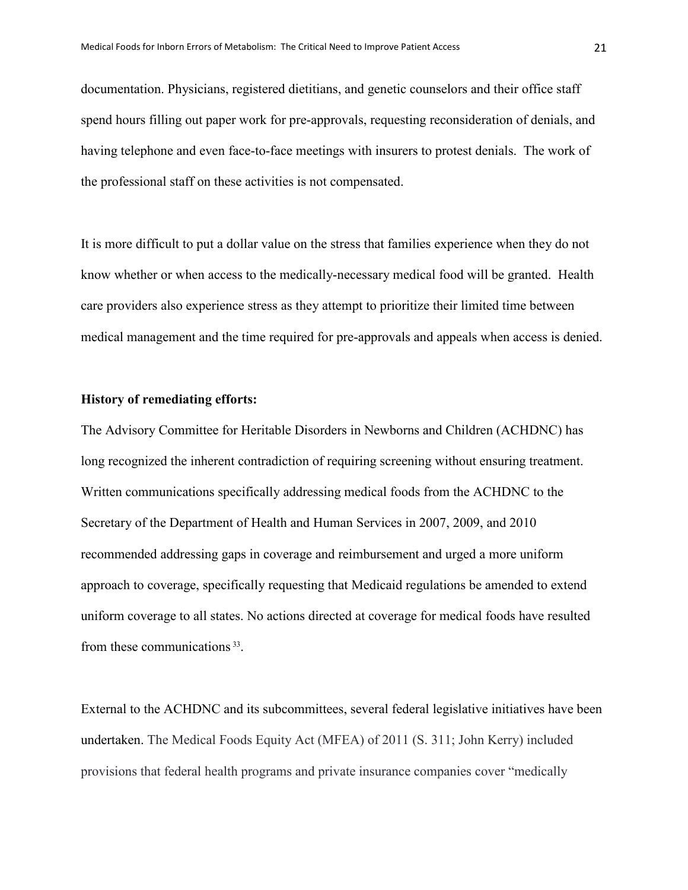documentation. Physicians, registered dietitians, and genetic counselors and their office staff spend hours filling out paper work for pre-approvals, requesting reconsideration of denials, and having telephone and even face-to-face meetings with insurers to protest denials. The work of the professional staff on these activities is not compensated.

It is more difficult to put a dollar value on the stress that families experience when they do not know whether or when access to the medically-necessary medical food will be granted. Health care providers also experience stress as they attempt to prioritize their limited time between medical management and the time required for pre-approvals and appeals when access is denied.

**History of remediating efforts:**

The Advisory Committee for Heritable Disorders in Newborns and Children (ACHDNC) has long recognized the inherent contradiction of requiring screening without ensuring treatment. Written communications specifically addressing medical foods from the ACHDNC to the Secretary of the Department of Health and Human Services in 2007, 2009, and 2010 recommended addressing gaps in coverage and reimbursement and urged a more uniform approach to coverage, specifically requesting that Medicaid regulations be amended to extend uniform coverage to all states. No actions directed at coverage for medical foods have resulted from these communications [33].

External to the ACHDNC and its subcommittees, several federal legislative initiatives have been undertaken. The Medical Foods Equity Act (MFEA) of 2011 (S. 311; John Kerry) included provisions that federal health programs and private insurance companies cover "medically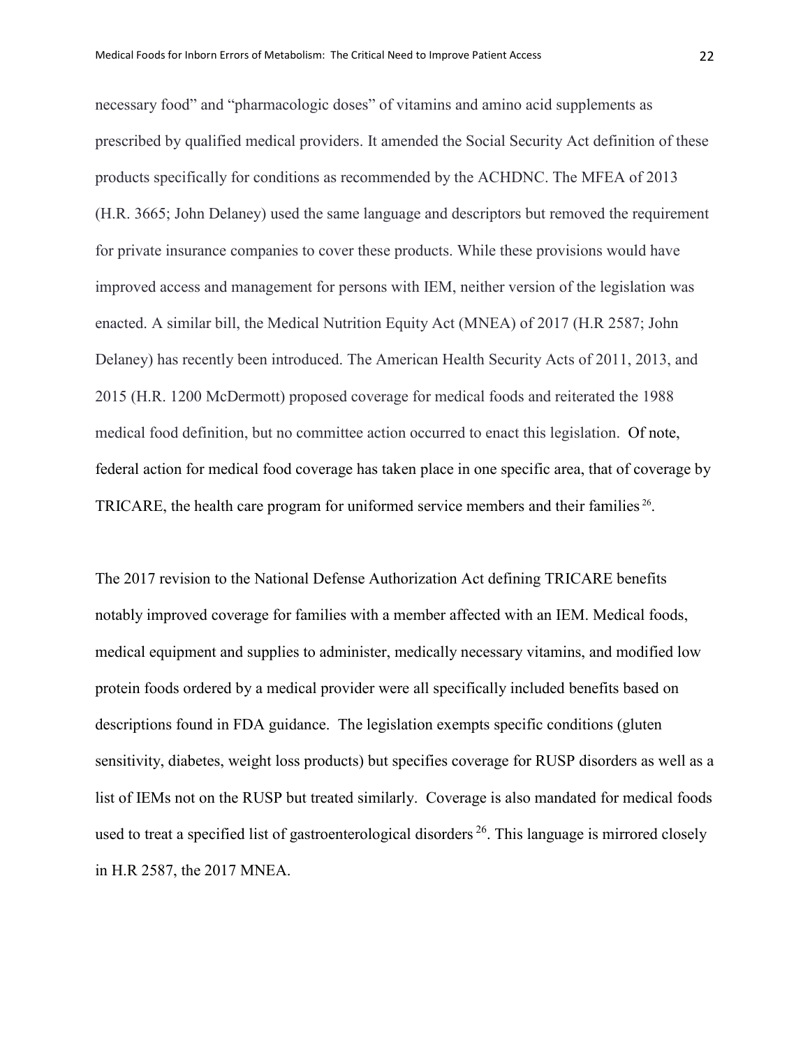necessary food" and "pharmacologic doses" of vitamins and amino acid supplements as prescribed by qualified medical providers. It amended the Social Security Act definition of these products specifically for conditions as recommended by the ACHDNC. The MFEA of 2013 (H.R. 3665; John Delaney) used the same language and descriptors but removed the requirement for private insurance companies to cover these products. While these provisions would have improved access and management for persons with IEM, neither version of the legislation was enacted. A similar bill, the Medical Nutrition Equity Act (MNEA) of 2017 (H.R 2587; John Delaney) has recently been introduced. The American Health Security Acts of 2011, 2013, and 2015 (H.R. 1200 McDermott) proposed coverage for medical foods and reiterated the 1988 medical food definition, but no committee action occurred to enact this legislation. Of note, federal action for medical food coverage has taken place in one specific area, that of coverage by TRICARE, the health care program for uniformed service members and their families [26].

The 2017 revision to the National Defense Authorization Act defining TRICARE benefits notably improved coverage for families with a member affected with an IEM. Medical foods, medical equipment and supplies to administer, medically necessary vitamins, and modified low protein foods ordered by a medical provider were all specifically included benefits based on descriptions found in FDA guidance. The legislation exempts specific conditions (gluten sensitivity, diabetes, weight loss products) but specifies coverage for RUSP disorders as well as a list of IEMs not on the RUSP but treated similarly. Coverage is also mandated for medical foods used to treat a specified list of gastroenterological disorders [26]. This language is mirrored closely in H.R 2587, the 2017 MNEA.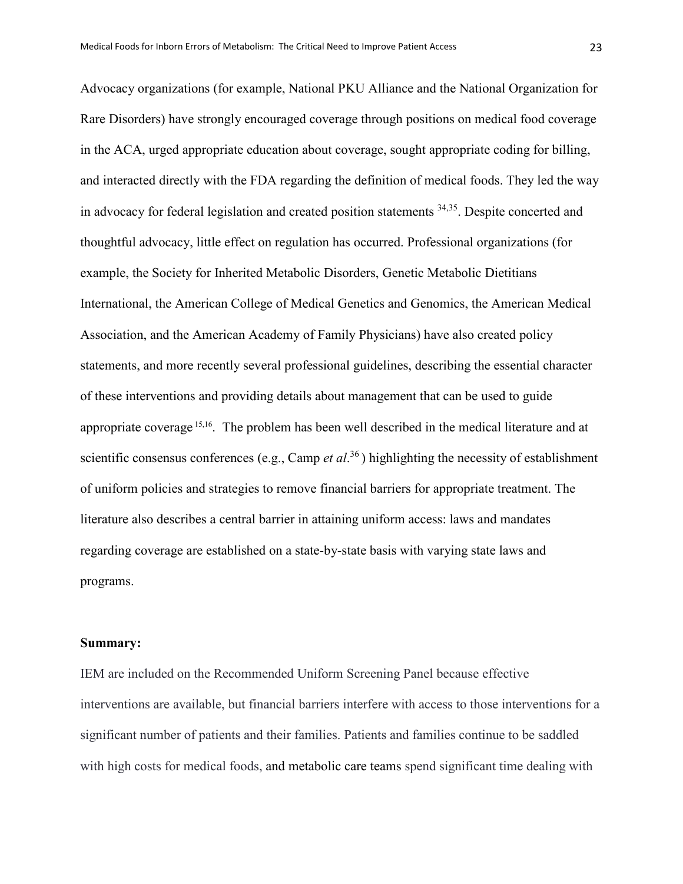Advocacy organizations (for example, National PKU Alliance and the National Organization for Rare Disorders) have strongly encouraged coverage through positions on medical food coverage in the ACA, urged appropriate education about coverage, sought appropriate coding for billing, and interacted directly with the FDA regarding the definition of medical foods. They led the way in advocacy for federal legislation and created position statements [34,35]. Despite concerted and thoughtful advocacy, little effect on regulation has occurred. Professional organizations (for example, the Society for Inherited Metabolic Disorders, Genetic Metabolic Dietitians International, the American College of Medical Genetics and Genomics, the American Medical Association, and the American Academy of Family Physicians) have also created policy statements, and more recently several professional guidelines, describing the essential character of these interventions and providing details about management that can be used to guide appropriate coverage [15,16]. The problem has been well described in the medical literature and at scientific consensus conferences (e.g., Camp *et al*.[36]) highlighting the necessity of establishment of uniform policies and strategies to remove financial barriers for appropriate treatment. The literature also describes a central barrier in attaining uniform access: laws and mandates regarding coverage are established on a state-by-state basis with varying state laws and programs.

**Summary:**

IEM are included on the Recommended Uniform Screening Panel because effective interventions are available, but financial barriers interfere with access to those interventions for a significant number of patients and their families. Patients and families continue to be saddled with high costs for medical foods, and metabolic care teams spend significant time dealing with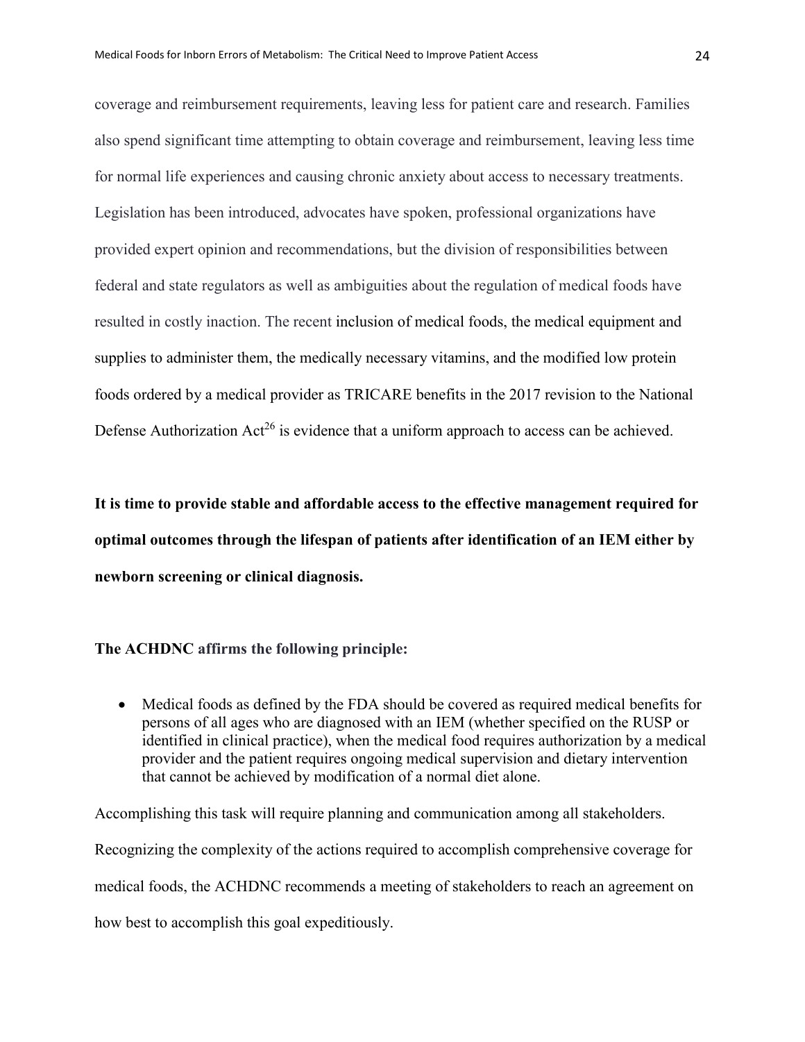coverage and reimbursement requirements, leaving less for patient care and research. Families also spend significant time attempting to obtain coverage and reimbursement, leaving less time for normal life experiences and causing chronic anxiety about access to necessary treatments. Legislation has been introduced, advocates have spoken, professional organizations have provided expert opinion and recommendations, but the division of responsibilities between federal and state regulators as well as ambiguities about the regulation of medical foods have resulted in costly inaction. The recent inclusion of medical foods, the medical equipment and supplies to administer them, the medically necessary vitamins, and the modified low protein foods ordered by a medical provider as TRICARE benefits in the 2017 revision to the National Defense Authorization Act[26] is evidence that a uniform approach to access can be achieved.

**It is time to provide stable and affordable access to the effective management required for optimal outcomes through the lifespan of patients after identification of an IEM either by newborn screening or clinical diagnosis.**

**The ACHDNC affirms the following principle:**

- Medical foods as defined by the FDA should be covered as required medical benefits for persons of all ages who are diagnosed with an IEM (whether specified on the RUSP or identified in clinical practice), when the medical food requires authorization by a medical provider and the patient requires ongoing medical supervision and dietary intervention that cannot be achieved by modification of a normal diet alone.

Accomplishing this task will require planning and communication among all stakeholders. Recognizing the complexity of the actions required to accomplish comprehensive coverage for medical foods, the ACHDNC recommends a meeting of stakeholders to reach an agreement on how best to accomplish this goal expeditiously.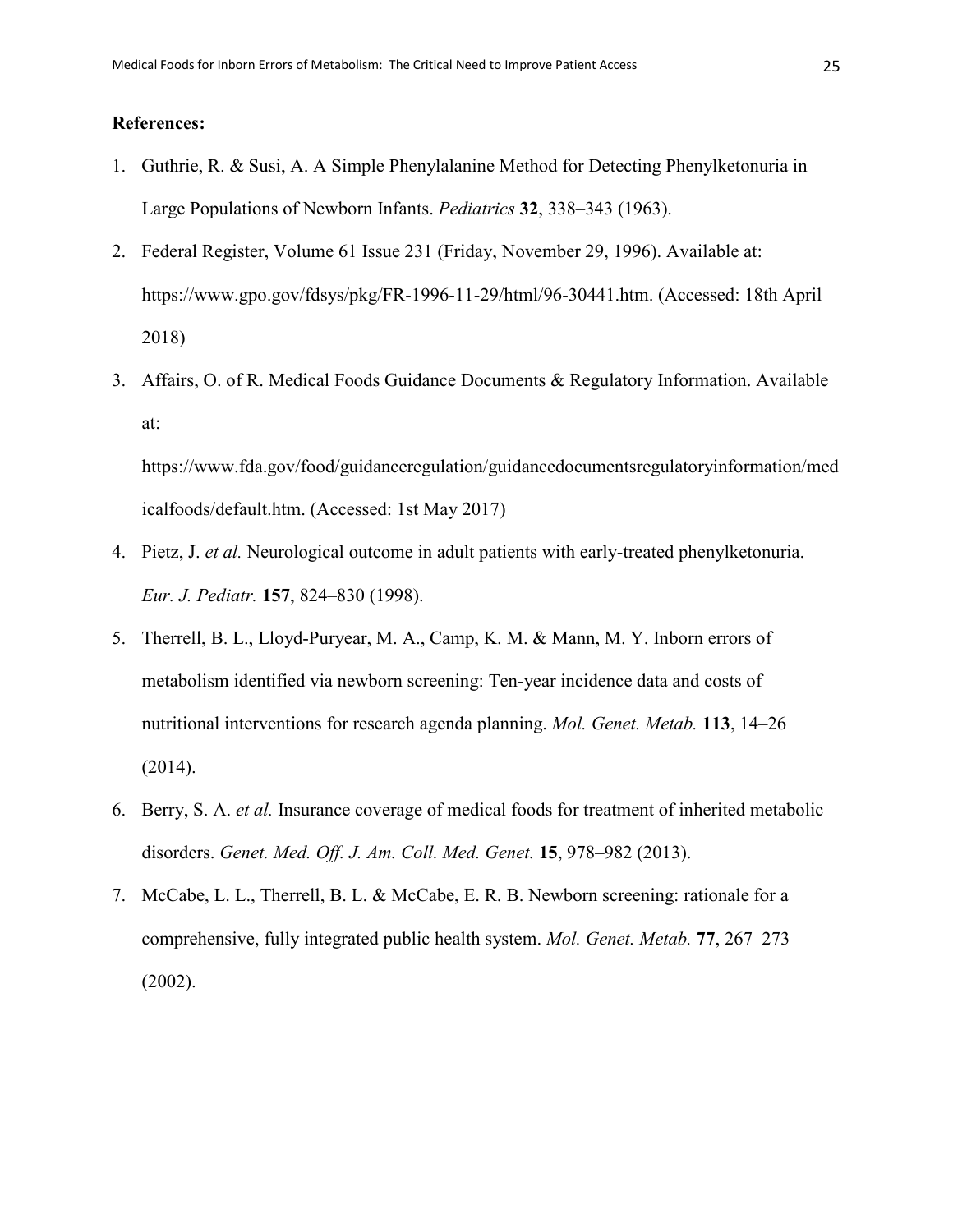**References:**

1. Guthrie, R. & Susi, A. A Simple Phenylalanine Method for Detecting Phenylketonuria in Large Populations of Newborn Infants. *Pediatrics* **32**, 338–343 (1963).
2. Federal Register, Volume 61 Issue 231 (Friday, November 29, 1996). Available at: https://www.gpo.gov/fdsys/pkg/FR-1996-11-29/html/96-30441.htm. (Accessed: 18th April 2018)
3. Affairs, O. of R. Medical Foods Guidance Documents & Regulatory Information. Available at: https://www.fda.gov/food/guidanceregulation/guidancedocumentsregulatoryinformation/medicalfoods/default.htm. (Accessed: 1st May 2017)
4. Pietz, J. *et al.* Neurological outcome in adult patients with early-treated phenylketonuria. *Eur. J. Pediatr.* **157**, 824–830 (1998).
5. Therrell, B. L., Lloyd-Puryear, M. A., Camp, K. M. & Mann, M. Y. Inborn errors of metabolism identified via newborn screening: Ten-year incidence data and costs of nutritional interventions for research agenda planning. *Mol. Genet. Metab.* **113**, 14–26 (2014).
6. Berry, S. A. *et al.* Insurance coverage of medical foods for treatment of inherited metabolic disorders. *Genet. Med. Off. J. Am. Coll. Med. Genet.* **15**, 978–982 (2013).
7. McCabe, L. L., Therrell, B. L. & McCabe, E. R. B. Newborn screening: rationale for a comprehensive, fully integrated public health system. *Mol. Genet. Metab.* **77**, 267–273 (2002).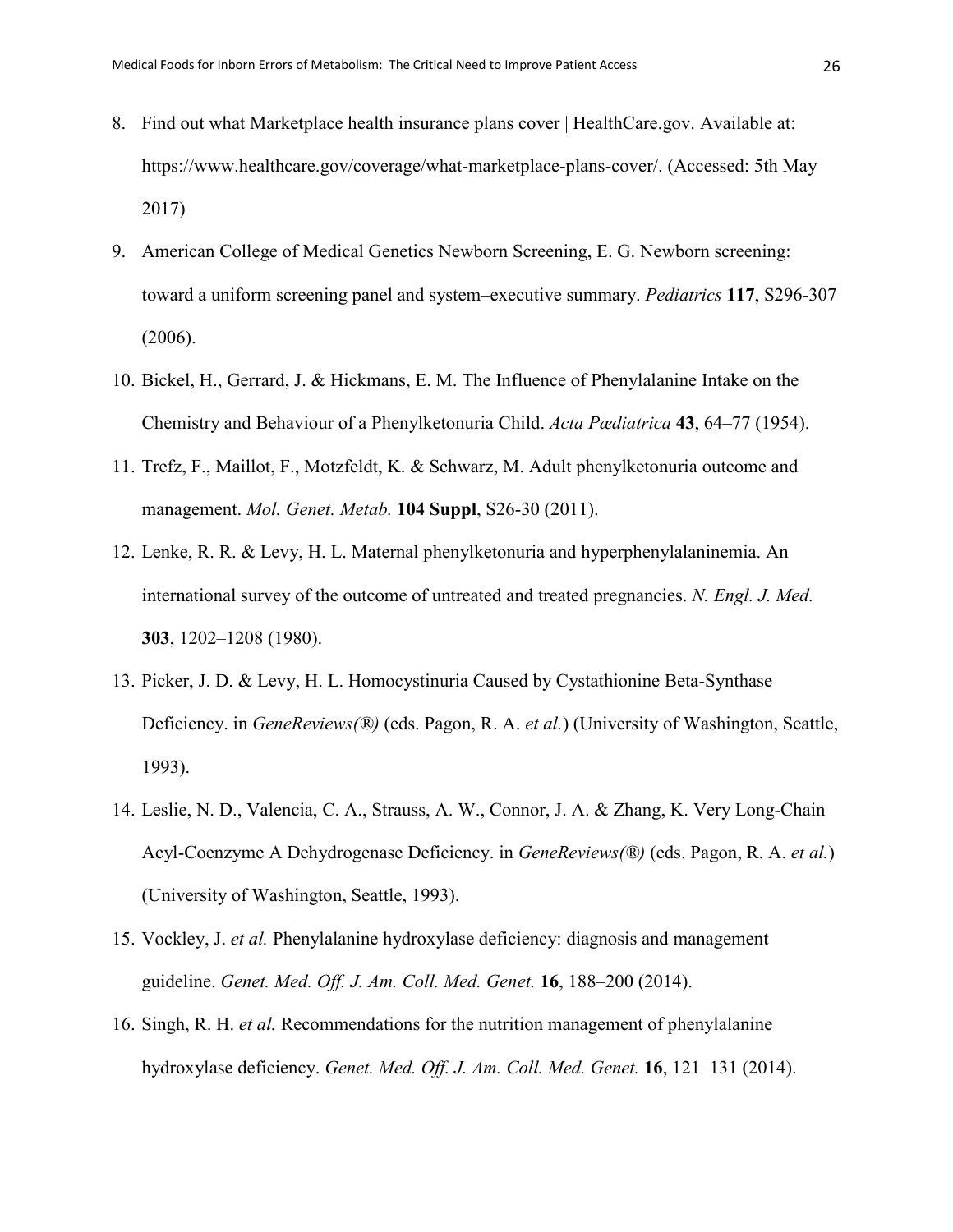8. Find out what Marketplace health insurance plans cover | HealthCare.gov. Available at: https://www.healthcare.gov/coverage/what-marketplace-plans-cover/. (Accessed: 5th May 2017)
9. American College of Medical Genetics Newborn Screening, E. G. Newborn screening: toward a uniform screening panel and system–executive summary. *Pediatrics* **117**, S296-307 (2006).
10. Bickel, H., Gerrard, J. & Hickmans, E. M. The Influence of Phenylalanine Intake on the Chemistry and Behaviour of a Phenylketonuria Child. *Acta Pædiatrica* **43**, 64–77 (1954).
11. Trefz, F., Maillot, F., Motzfeldt, K. & Schwarz, M. Adult phenylketonuria outcome and management. *Mol. Genet. Metab.* **104 Suppl**, S26-30 (2011).
12. Lenke, R. R. & Levy, H. L. Maternal phenylketonuria and hyperphenylalaninemia. An international survey of the outcome of untreated and treated pregnancies. *N. Engl. J. Med.* **303**, 1202–1208 (1980).
13. Picker, J. D. & Levy, H. L. Homocystinuria Caused by Cystathionine Beta-Synthase Deficiency. in *GeneReviews(®)* (eds. Pagon, R. A. *et al.*) (University of Washington, Seattle, 1993).
14. Leslie, N. D., Valencia, C. A., Strauss, A. W., Connor, J. A. & Zhang, K. Very Long-Chain Acyl-Coenzyme A Dehydrogenase Deficiency. in *GeneReviews(®)* (eds. Pagon, R. A. *et al.*) (University of Washington, Seattle, 1993).
15. Vockley, J. *et al.* Phenylalanine hydroxylase deficiency: diagnosis and management guideline. *Genet. Med. Off. J. Am. Coll. Med. Genet.* **16**, 188–200 (2014).
16. Singh, R. H. *et al.* Recommendations for the nutrition management of phenylalanine hydroxylase deficiency. *Genet. Med. Off. J. Am. Coll. Med. Genet.* **16**, 121–131 (2014).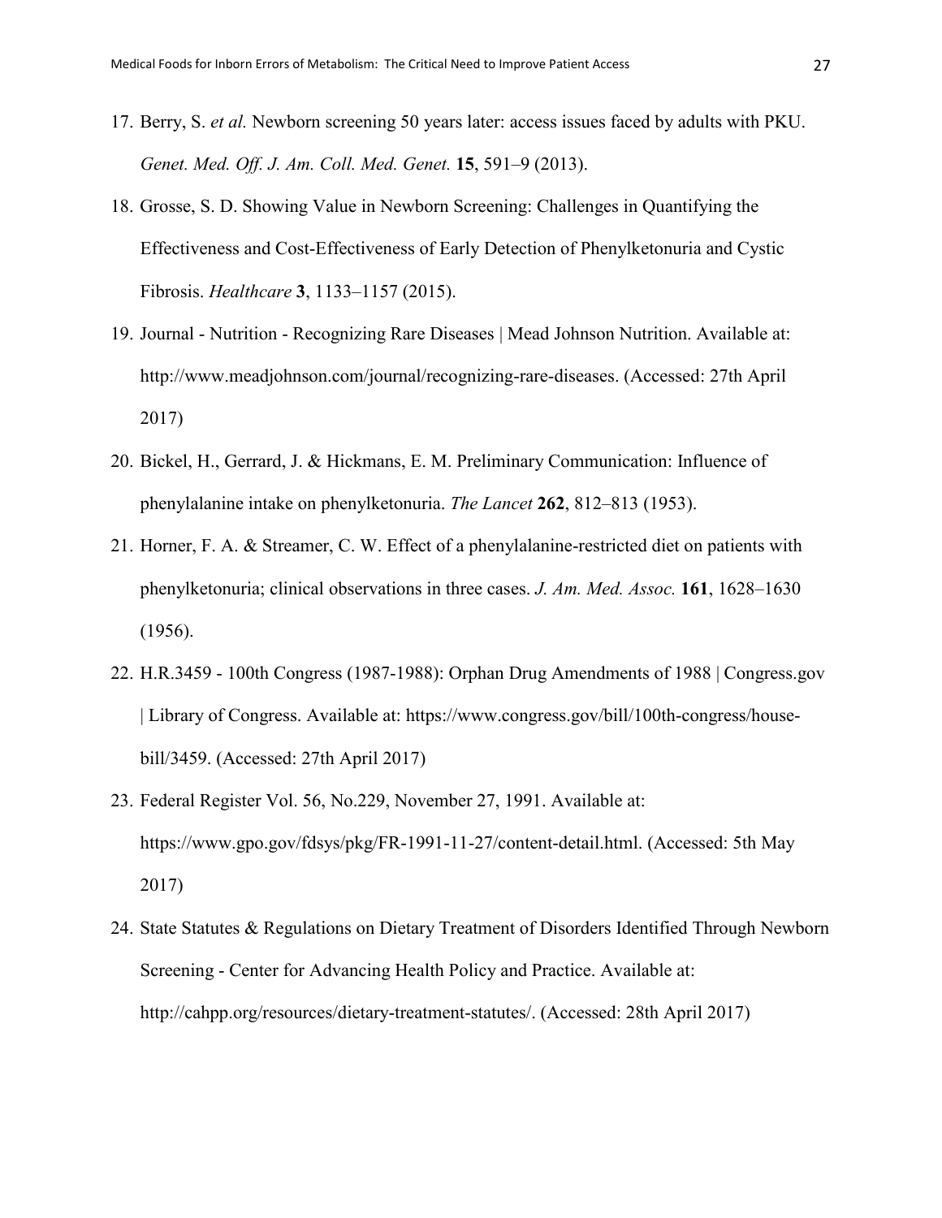17. Berry, S. *et al.* Newborn screening 50 years later: access issues faced by adults with PKU. *Genet. Med. Off. J. Am. Coll. Med. Genet.* **15**, 591–9 (2013).
18. Grosse, S. D. Showing Value in Newborn Screening: Challenges in Quantifying the Effectiveness and Cost-Effectiveness of Early Detection of Phenylketonuria and Cystic Fibrosis. *Healthcare* **3**, 1133–1157 (2015).
19. Journal - Nutrition - Recognizing Rare Diseases | Mead Johnson Nutrition. Available at: http://www.meadjohnson.com/journal/recognizing-rare-diseases. (Accessed: 27th April 2017)
20. Bickel, H., Gerrard, J. & Hickmans, E. M. Preliminary Communication: Influence of phenylalanine intake on phenylketonuria. *The Lancet* **262**, 812–813 (1953).
21. Horner, F. A. & Streamer, C. W. Effect of a phenylalanine-restricted diet on patients with phenylketonuria; clinical observations in three cases. *J. Am. Med. Assoc.* **161**, 1628–1630 (1956).
22. H.R.3459 - 100th Congress (1987-1988): Orphan Drug Amendments of 1988 | Congress.gov | Library of Congress. Available at: https://www.congress.gov/bill/100th-congress/house-bill/3459. (Accessed: 27th April 2017)
23. Federal Register Vol. 56, No.229, November 27, 1991. Available at: https://www.gpo.gov/fdsys/pkg/FR-1991-11-27/content-detail.html. (Accessed: 5th May 2017)
24. State Statutes & Regulations on Dietary Treatment of Disorders Identified Through Newborn Screening - Center for Advancing Health Policy and Practice. Available at: http://cahpp.org/resources/dietary-treatment-statutes/. (Accessed: 28th April 2017)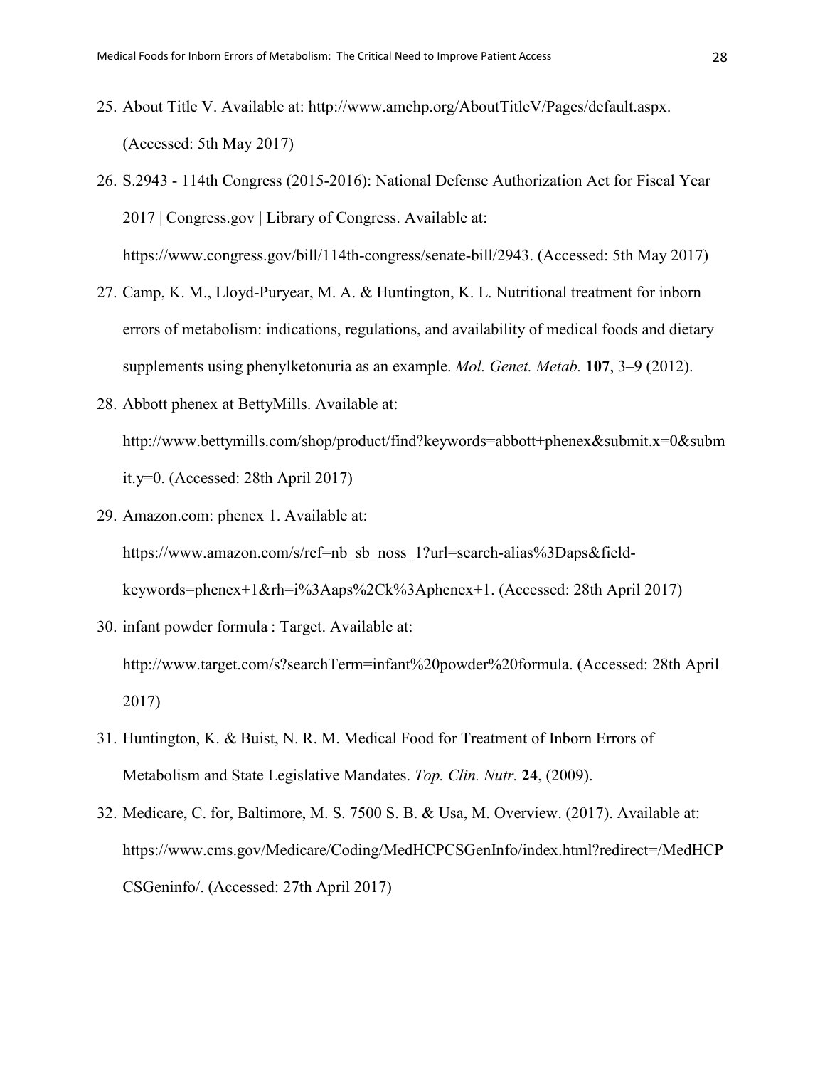25. About Title V. Available at: http://www.amchp.org/AboutTitleV/Pages/default.aspx. (Accessed: 5th May 2017)
26. S.2943 - 114th Congress (2015-2016): National Defense Authorization Act for Fiscal Year 2017 | Congress.gov | Library of Congress. Available at: https://www.congress.gov/bill/114th-congress/senate-bill/2943. (Accessed: 5th May 2017)
27. Camp, K. M., Lloyd-Puryear, M. A. & Huntington, K. L. Nutritional treatment for inborn errors of metabolism: indications, regulations, and availability of medical foods and dietary supplements using phenylketonuria as an example. *Mol. Genet. Metab.* **107**, 3–9 (2012).
28. Abbott phenex at BettyMills. Available at: http://www.bettymills.com/shop/product/find?keywords=abbott+phenex&submit.x=0&submit.y=0. (Accessed: 28th April 2017)
29. Amazon.com: phenex 1. Available at: https://www.amazon.com/s/ref=nb_sb_noss_1?url=search-alias%3Daps&field-keywords=phenex+1&rh=i%3Aaps%2Ck%3Aphenex+1. (Accessed: 28th April 2017)
30. infant powder formula : Target. Available at: http://www.target.com/s?searchTerm=infant%20powder%20formula. (Accessed: 28th April 2017)
31. Huntington, K. & Buist, N. R. M. Medical Food for Treatment of Inborn Errors of Metabolism and State Legislative Mandates. *Top. Clin. Nutr.* **24**, (2009).
32. Medicare, C. for, Baltimore, M. S. 7500 S. B. & Usa, M. Overview. (2017). Available at: https://www.cms.gov/Medicare/Coding/MedHCPCSGenInfo/index.html?redirect=/MedHCPCSGeninfo/. (Accessed: 27th April 2017)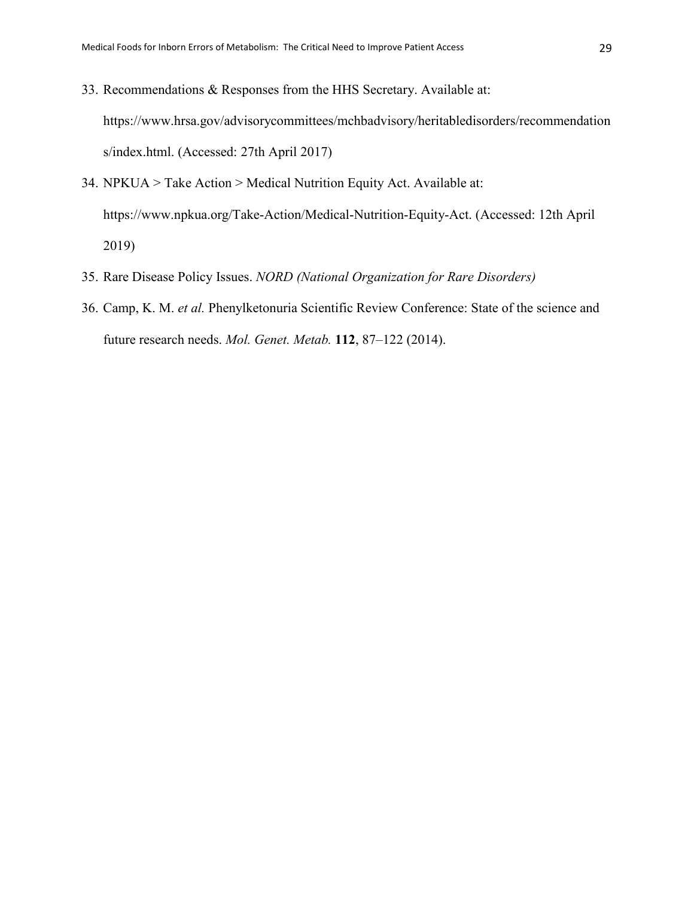33. Recommendations & Responses from the HHS Secretary. Available at: https://www.hrsa.gov/advisorycommittees/mchbadvisory/heritabledisorders/recommendations/index.html. (Accessed: 27th April 2017)
34. NPKUA > Take Action > Medical Nutrition Equity Act. Available at: https://www.npkua.org/Take-Action/Medical-Nutrition-Equity-Act. (Accessed: 12th April 2019)
35. Rare Disease Policy Issues. *NORD (National Organization for Rare Disorders)*
36. Camp, K. M. *et al.* Phenylketonuria Scientific Review Conference: State of the science and future research needs. *Mol. Genet. Metab.* **112**, 87–122 (2014).